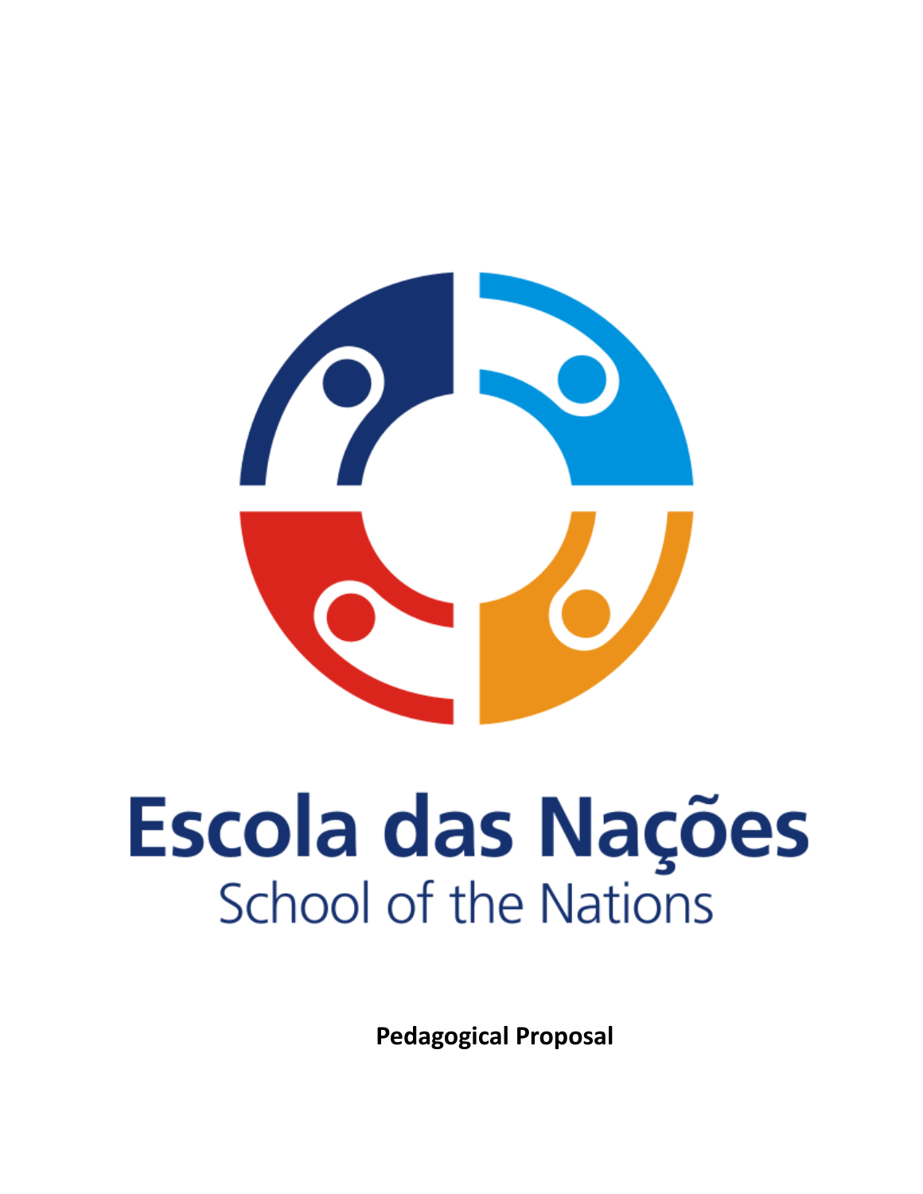# Escola das Nações

School of the Nations

**Pedagogical Proposal**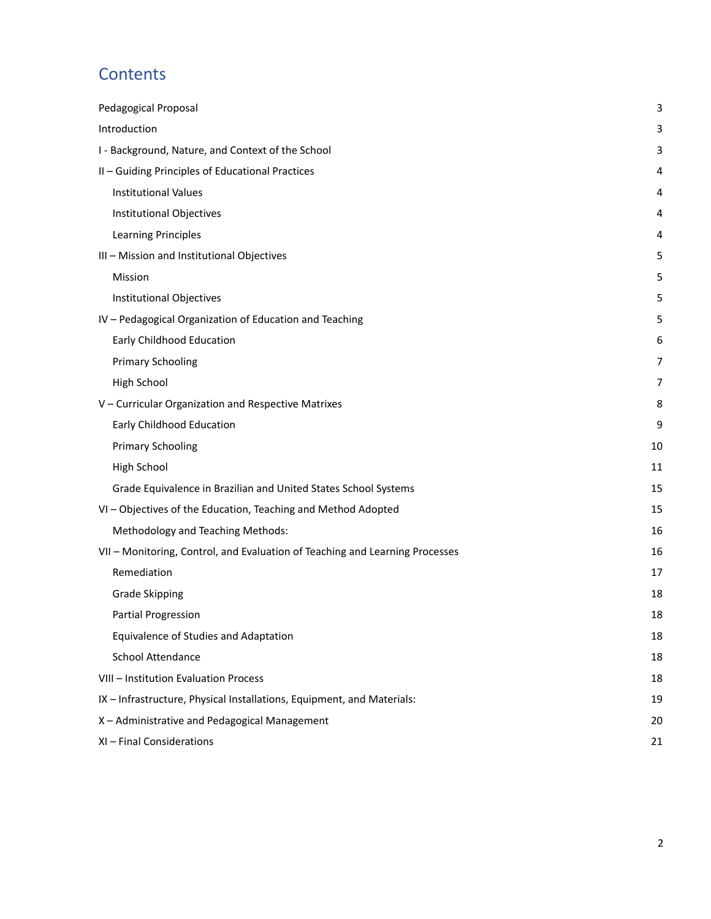# Contents

- Pedagogical Proposal 3
- Introduction 3
- I - Background, Nature, and Context of the School 3
- II – Guiding Principles of Educational Practices 4
  - Institutional Values 4
  - Institutional Objectives 4
  - Learning Principles 4
- III – Mission and Institutional Objectives 5
  - Mission 5
  - Institutional Objectives 5
- IV – Pedagogical Organization of Education and Teaching 5
  - Early Childhood Education 6
  - Primary Schooling 7
  - High School 7
- V – Curricular Organization and Respective Matrixes 8
  - Early Childhood Education 9
  - Primary Schooling 10
  - High School 11
  - Grade Equivalence in Brazilian and United States School Systems 15
- VI – Objectives of the Education, Teaching and Method Adopted 15
  - Methodology and Teaching Methods: 16
- VII – Monitoring, Control, and Evaluation of Teaching and Learning Processes 16
  - Remediation 17
  - Grade Skipping 18
  - Partial Progression 18
  - Equivalence of Studies and Adaptation 18
  - School Attendance 18
- VIII – Institution Evaluation Process 18
- IX – Infrastructure, Physical Installations, Equipment, and Materials: 19
- X – Administrative and Pedagogical Management 20
- XI – Final Considerations 21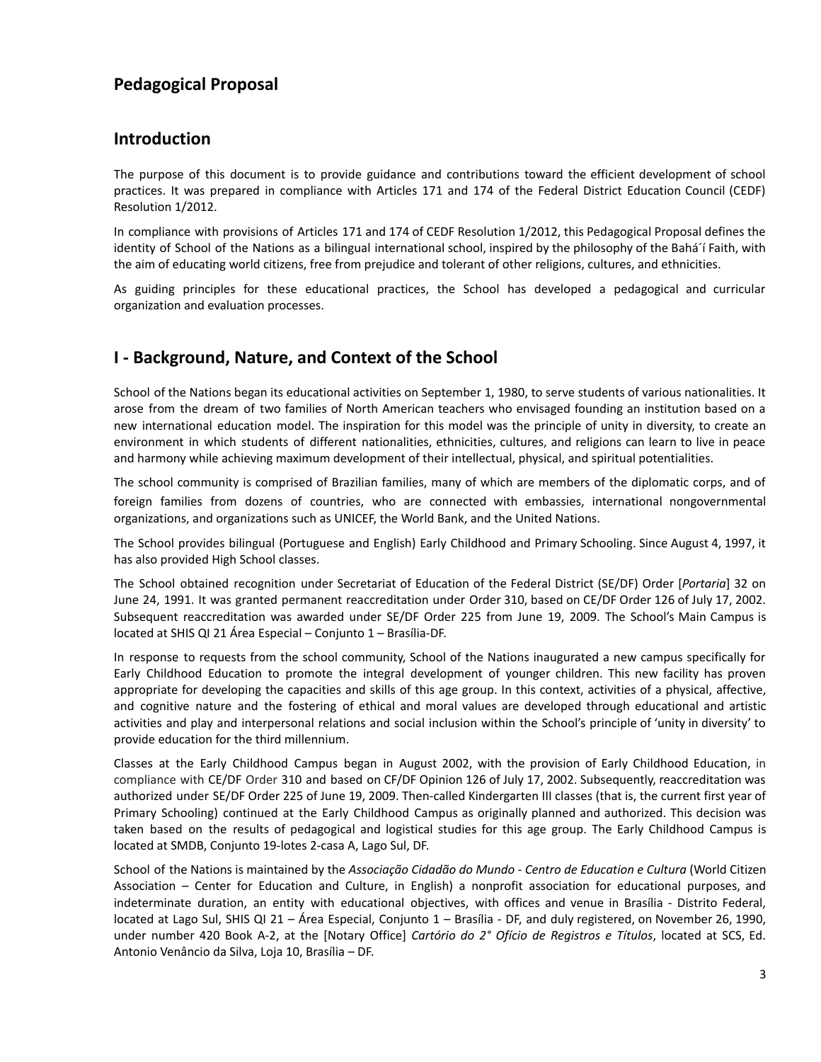## Pedagogical Proposal

## Introduction

The purpose of this document is to provide guidance and contributions toward the efficient development of school practices. It was prepared in compliance with Articles 171 and 174 of the Federal District Education Council (CEDF) Resolution 1/2012.

In compliance with provisions of Articles 171 and 174 of CEDF Resolution 1/2012, this Pedagogical Proposal defines the identity of School of the Nations as a bilingual international school, inspired by the philosophy of the Bahá´í Faith, with the aim of educating world citizens, free from prejudice and tolerant of other religions, cultures, and ethnicities.

As guiding principles for these educational practices, the School has developed a pedagogical and curricular organization and evaluation processes.

## I - Background, Nature, and Context of the School

School of the Nations began its educational activities on September 1, 1980, to serve students of various nationalities. It arose from the dream of two families of North American teachers who envisaged founding an institution based on a new international education model. The inspiration for this model was the principle of unity in diversity, to create an environment in which students of different nationalities, ethnicities, cultures, and religions can learn to live in peace and harmony while achieving maximum development of their intellectual, physical, and spiritual potentialities.

The school community is comprised of Brazilian families, many of which are members of the diplomatic corps, and of foreign families from dozens of countries, who are connected with embassies, international nongovernmental organizations, and organizations such as UNICEF, the World Bank, and the United Nations.

The School provides bilingual (Portuguese and English) Early Childhood and Primary Schooling. Since August 4, 1997, it has also provided High School classes.

The School obtained recognition under Secretariat of Education of the Federal District (SE/DF) Order [*Portaria*] 32 on June 24, 1991. It was granted permanent reaccreditation under Order 310, based on CE/DF Order 126 of July 17, 2002. Subsequent reaccreditation was awarded under SE/DF Order 225 from June 19, 2009. The School's Main Campus is located at SHIS QI 21 Área Especial – Conjunto 1 – Brasília-DF.

In response to requests from the school community, School of the Nations inaugurated a new campus specifically for Early Childhood Education to promote the integral development of younger children. This new facility has proven appropriate for developing the capacities and skills of this age group. In this context, activities of a physical, affective, and cognitive nature and the fostering of ethical and moral values are developed through educational and artistic activities and play and interpersonal relations and social inclusion within the School's principle of 'unity in diversity' to provide education for the third millennium.

Classes at the Early Childhood Campus began in August 2002, with the provision of Early Childhood Education, in compliance with CE/DF Order 310 and based on CF/DF Opinion 126 of July 17, 2002. Subsequently, reaccreditation was authorized under SE/DF Order 225 of June 19, 2009. Then-called Kindergarten III classes (that is, the current first year of Primary Schooling) continued at the Early Childhood Campus as originally planned and authorized. This decision was taken based on the results of pedagogical and logistical studies for this age group. The Early Childhood Campus is located at SMDB, Conjunto 19-lotes 2-casa A, Lago Sul, DF.

School of the Nations is maintained by the *Associação Cidadão do Mundo - Centro de Education e Cultura* (World Citizen Association – Center for Education and Culture, in English) a nonprofit association for educational purposes, and indeterminate duration, an entity with educational objectives, with offices and venue in Brasília - Distrito Federal, located at Lago Sul, SHIS QI 21 – Área Especial, Conjunto 1 – Brasília - DF, and duly registered, on November 26, 1990, under number 420 Book A-2, at the [Notary Office] *Cartório do 2° Ofício de Registros e Títulos*, located at SCS, Ed. Antonio Venâncio da Silva, Loja 10, Brasília – DF.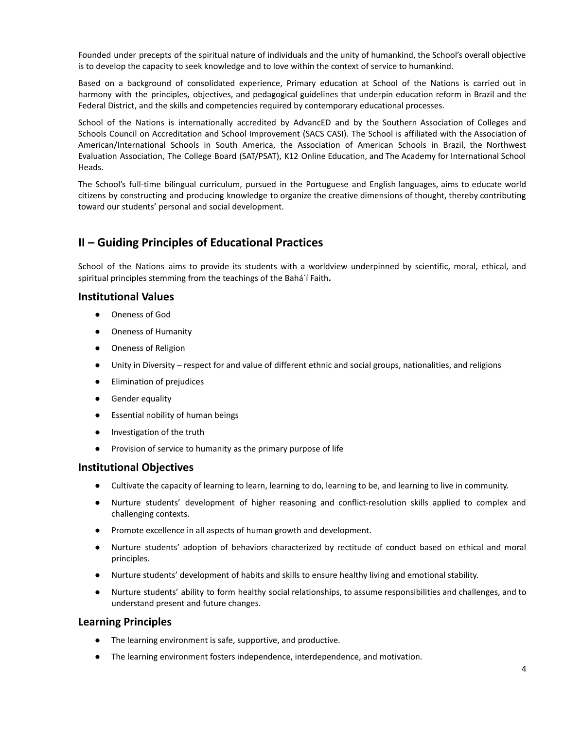Founded under precepts of the spiritual nature of individuals and the unity of humankind, the School's overall objective is to develop the capacity to seek knowledge and to love within the context of service to humankind.

Based on a background of consolidated experience, Primary education at School of the Nations is carried out in harmony with the principles, objectives, and pedagogical guidelines that underpin education reform in Brazil and the Federal District, and the skills and competencies required by contemporary educational processes.

School of the Nations is internationally accredited by AdvancED and by the Southern Association of Colleges and Schools Council on Accreditation and School Improvement (SACS CASI). The School is affiliated with the Association of American/International Schools in South America, the Association of American Schools in Brazil, the Northwest Evaluation Association, The College Board (SAT/PSAT), K12 Online Education, and The Academy for International School Heads.

The School's full-time bilingual curriculum, pursued in the Portuguese and English languages, aims to educate world citizens by constructing and producing knowledge to organize the creative dimensions of thought, thereby contributing toward our students' personal and social development.

## II – Guiding Principles of Educational Practices

School of the Nations aims to provide its students with a worldview underpinned by scientific, moral, ethical, and spiritual principles stemming from the teachings of the Bahá´í Faith**.**

### Institutional Values

- Oneness of God
- Oneness of Humanity
- Oneness of Religion
- Unity in Diversity – respect for and value of different ethnic and social groups, nationalities, and religions
- Elimination of prejudices
- Gender equality
- Essential nobility of human beings
- Investigation of the truth
- Provision of service to humanity as the primary purpose of life

### Institutional Objectives

- Cultivate the capacity of learning to learn, learning to do, learning to be, and learning to live in community.
- Nurture students' development of higher reasoning and conflict-resolution skills applied to complex and challenging contexts.
- Promote excellence in all aspects of human growth and development.
- Nurture students' adoption of behaviors characterized by rectitude of conduct based on ethical and moral principles.
- Nurture students' development of habits and skills to ensure healthy living and emotional stability.
- Nurture students' ability to form healthy social relationships, to assume responsibilities and challenges, and to understand present and future changes.

### Learning Principles

- The learning environment is safe, supportive, and productive.
- The learning environment fosters independence, interdependence, and motivation.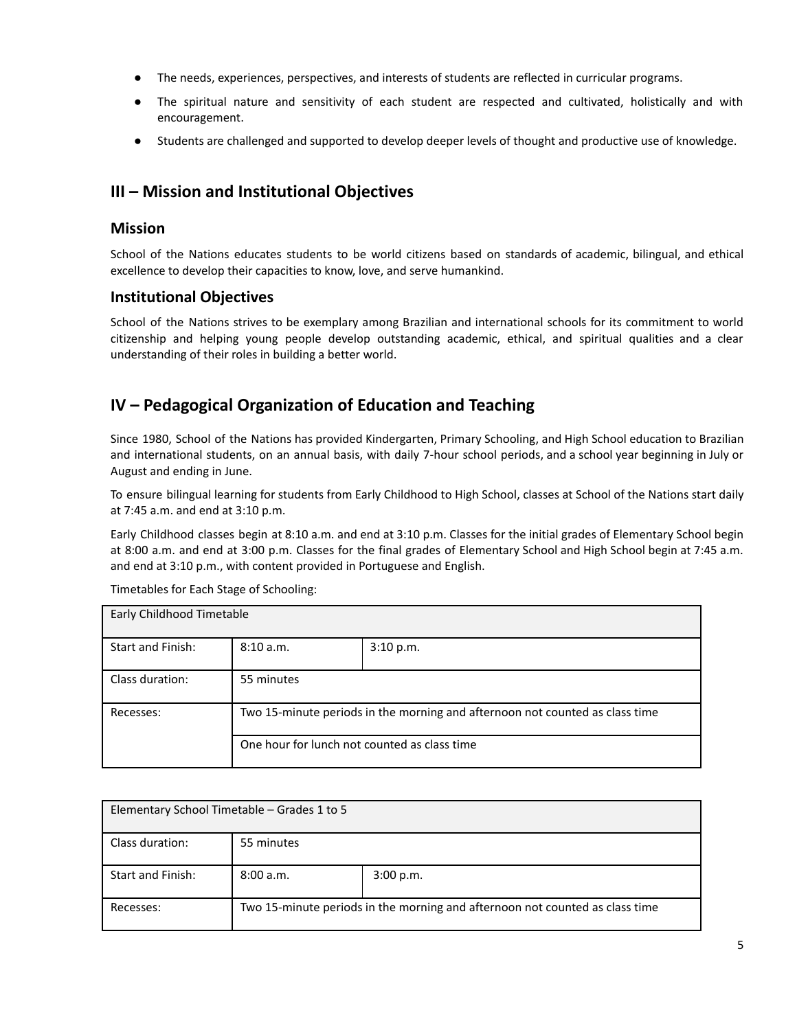- The needs, experiences, perspectives, and interests of students are reflected in curricular programs.
- The spiritual nature and sensitivity of each student are respected and cultivated, holistically and with encouragement.
- Students are challenged and supported to develop deeper levels of thought and productive use of knowledge.

## III – Mission and Institutional Objectives

### Mission

School of the Nations educates students to be world citizens based on standards of academic, bilingual, and ethical excellence to develop their capacities to know, love, and serve humankind.

### Institutional Objectives

School of the Nations strives to be exemplary among Brazilian and international schools for its commitment to world citizenship and helping young people develop outstanding academic, ethical, and spiritual qualities and a clear understanding of their roles in building a better world.

## IV – Pedagogical Organization of Education and Teaching

Since 1980, School of the Nations has provided Kindergarten, Primary Schooling, and High School education to Brazilian and international students, on an annual basis, with daily 7-hour school periods, and a school year beginning in July or August and ending in June.

To ensure bilingual learning for students from Early Childhood to High School, classes at School of the Nations start daily at 7:45 a.m. and end at 3:10 p.m.

Early Childhood classes begin at 8:10 a.m. and end at 3:10 p.m. Classes for the initial grades of Elementary School begin at 8:00 a.m. and end at 3:00 p.m. Classes for the final grades of Elementary School and High School begin at 7:45 a.m. and end at 3:10 p.m., with content provided in Portuguese and English.

Timetables for Each Stage of Schooling:

| Early Childhood Timetable | | |
|---|---|---|
| Start and Finish: | 8:10 a.m. | 3:10 p.m. |
| Class duration: | 55 minutes | |
| Recesses: | Two 15-minute periods in the morning and afternoon not counted as class time | |
| | One hour for lunch not counted as class time | |

| Elementary School Timetable – Grades 1 to 5 | | |
|---|---|---|
| Class duration: | 55 minutes | |
| Start and Finish: | 8:00 a.m. | 3:00 p.m. |
| Recesses: | Two 15-minute periods in the morning and afternoon not counted as class time | |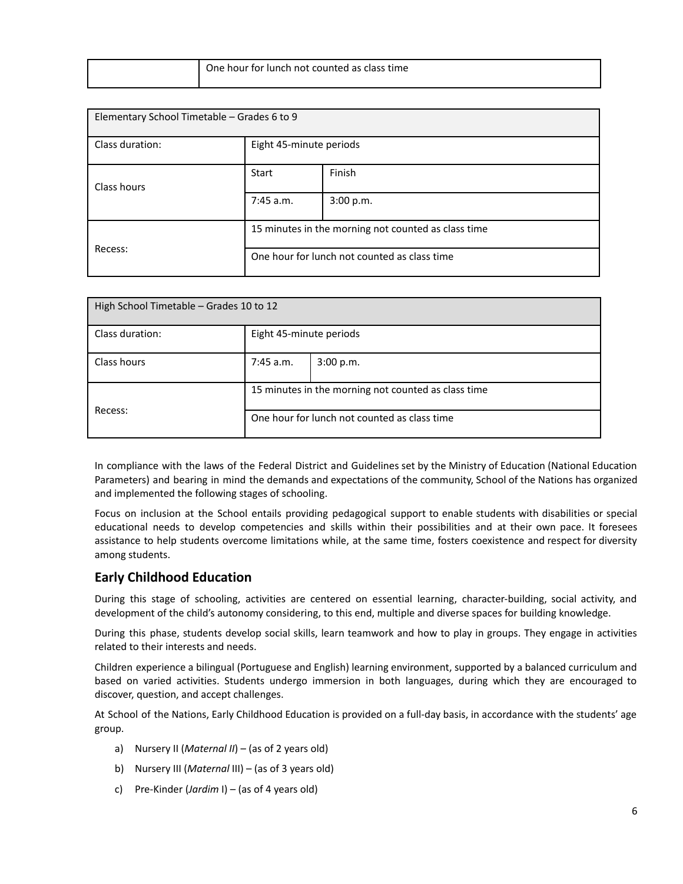| | One hour for lunch not counted as class time |
| --- | --- |

| Elementary School Timetable – Grades 6 to 9 | | |
| --- | --- | --- |
| Class duration: | Eight 45-minute periods | |
| Class hours | Start | Finish |
| | 7:45 a.m. | 3:00 p.m. |
| Recess: | 15 minutes in the morning not counted as class time | |
| | One hour for lunch not counted as class time | |

| High School Timetable – Grades 10 to 12 | | |
| --- | --- | --- |
| Class duration: | Eight 45-minute periods | |
| Class hours | 7:45 a.m. | 3:00 p.m. |
| Recess: | 15 minutes in the morning not counted as class time | |
| | One hour for lunch not counted as class time | |

In compliance with the laws of the Federal District and Guidelines set by the Ministry of Education (National Education Parameters) and bearing in mind the demands and expectations of the community, School of the Nations has organized and implemented the following stages of schooling.

Focus on inclusion at the School entails providing pedagogical support to enable students with disabilities or special educational needs to develop competencies and skills within their possibilities and at their own pace. It foresees assistance to help students overcome limitations while, at the same time, fosters coexistence and respect for diversity among students.

## Early Childhood Education

During this stage of schooling, activities are centered on essential learning, character-building, social activity, and development of the child's autonomy considering, to this end, multiple and diverse spaces for building knowledge.

During this phase, students develop social skills, learn teamwork and how to play in groups. They engage in activities related to their interests and needs.

Children experience a bilingual (Portuguese and English) learning environment, supported by a balanced curriculum and based on varied activities. Students undergo immersion in both languages, during which they are encouraged to discover, question, and accept challenges.

At School of the Nations, Early Childhood Education is provided on a full-day basis, in accordance with the students' age group.

a) Nursery II (*Maternal II*) – (as of 2 years old)

b) Nursery III (*Maternal* III) – (as of 3 years old)

c) Pre-Kinder (*Jardim* I) – (as of 4 years old)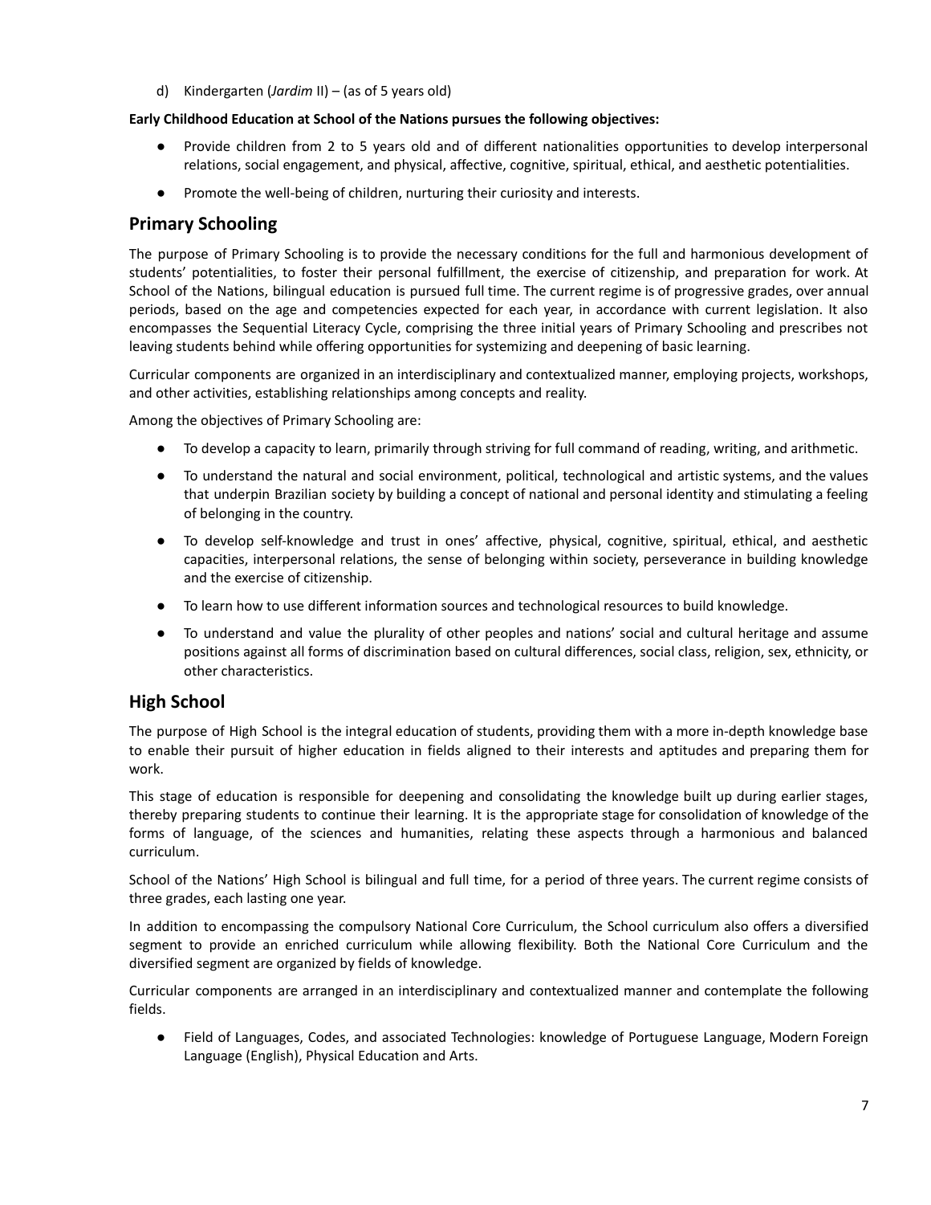d) Kindergarten (*Jardim* II) – (as of 5 years old)

**Early Childhood Education at School of the Nations pursues the following objectives:**

- Provide children from 2 to 5 years old and of different nationalities opportunities to develop interpersonal relations, social engagement, and physical, affective, cognitive, spiritual, ethical, and aesthetic potentialities.
- Promote the well-being of children, nurturing their curiosity and interests.

## Primary Schooling

The purpose of Primary Schooling is to provide the necessary conditions for the full and harmonious development of students' potentialities, to foster their personal fulfillment, the exercise of citizenship, and preparation for work. At School of the Nations, bilingual education is pursued full time. The current regime is of progressive grades, over annual periods, based on the age and competencies expected for each year, in accordance with current legislation. It also encompasses the Sequential Literacy Cycle, comprising the three initial years of Primary Schooling and prescribes not leaving students behind while offering opportunities for systemizing and deepening of basic learning.

Curricular components are organized in an interdisciplinary and contextualized manner, employing projects, workshops, and other activities, establishing relationships among concepts and reality.

Among the objectives of Primary Schooling are:

- To develop a capacity to learn, primarily through striving for full command of reading, writing, and arithmetic.
- To understand the natural and social environment, political, technological and artistic systems, and the values that underpin Brazilian society by building a concept of national and personal identity and stimulating a feeling of belonging in the country.
- To develop self-knowledge and trust in ones' affective, physical, cognitive, spiritual, ethical, and aesthetic capacities, interpersonal relations, the sense of belonging within society, perseverance in building knowledge and the exercise of citizenship.
- To learn how to use different information sources and technological resources to build knowledge.
- To understand and value the plurality of other peoples and nations' social and cultural heritage and assume positions against all forms of discrimination based on cultural differences, social class, religion, sex, ethnicity, or other characteristics.

## High School

The purpose of High School is the integral education of students, providing them with a more in-depth knowledge base to enable their pursuit of higher education in fields aligned to their interests and aptitudes and preparing them for work.

This stage of education is responsible for deepening and consolidating the knowledge built up during earlier stages, thereby preparing students to continue their learning. It is the appropriate stage for consolidation of knowledge of the forms of language, of the sciences and humanities, relating these aspects through a harmonious and balanced curriculum.

School of the Nations' High School is bilingual and full time, for a period of three years. The current regime consists of three grades, each lasting one year.

In addition to encompassing the compulsory National Core Curriculum, the School curriculum also offers a diversified segment to provide an enriched curriculum while allowing flexibility. Both the National Core Curriculum and the diversified segment are organized by fields of knowledge.

Curricular components are arranged in an interdisciplinary and contextualized manner and contemplate the following fields.

- Field of Languages, Codes, and associated Technologies: knowledge of Portuguese Language, Modern Foreign Language (English), Physical Education and Arts.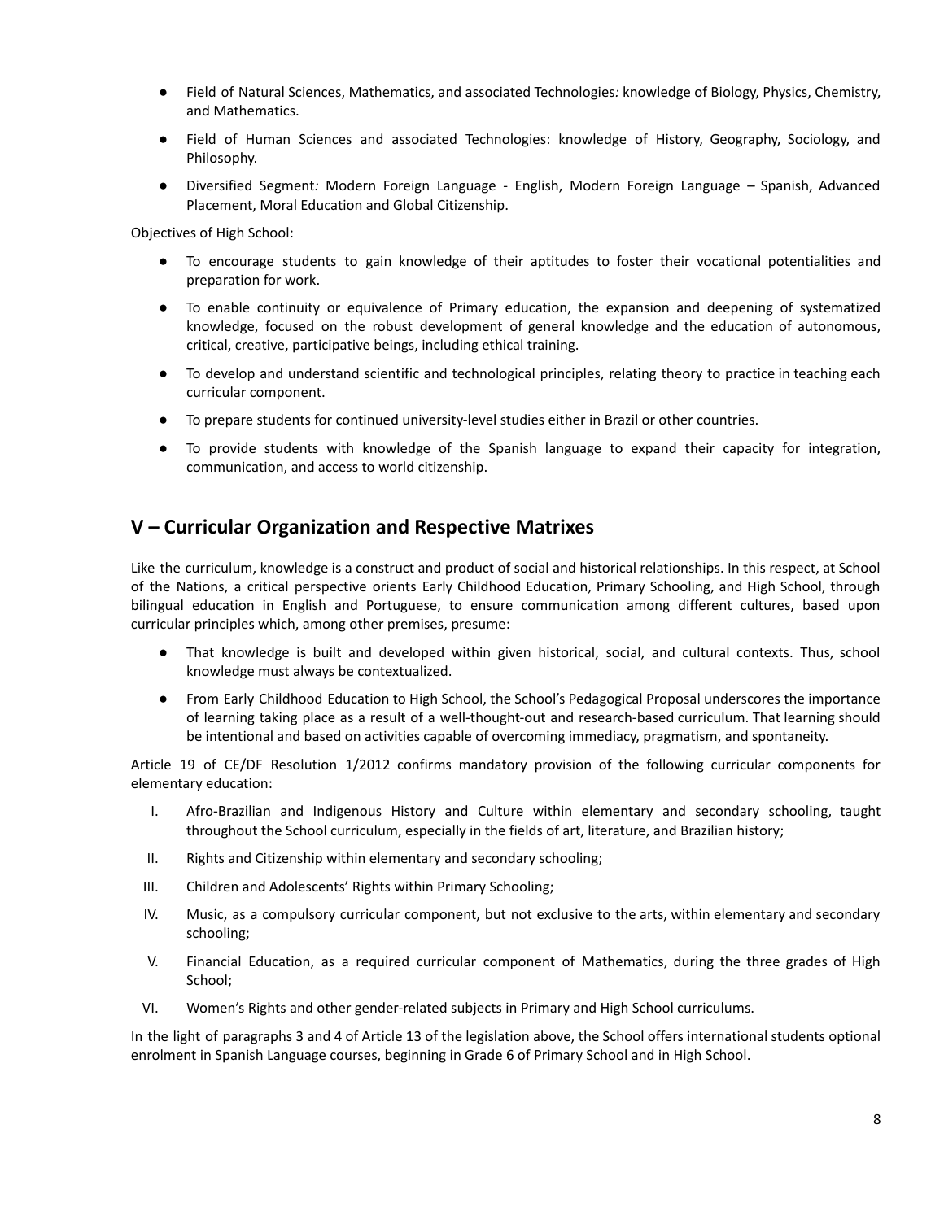- Field of Natural Sciences, Mathematics, and associated Technologies*:* knowledge of Biology, Physics, Chemistry, and Mathematics.
- Field of Human Sciences and associated Technologies: knowledge of History, Geography, Sociology, and Philosophy.
- Diversified Segment*:* Modern Foreign Language - English, Modern Foreign Language – Spanish, Advanced Placement, Moral Education and Global Citizenship.

Objectives of High School:

- To encourage students to gain knowledge of their aptitudes to foster their vocational potentialities and preparation for work.
- To enable continuity or equivalence of Primary education, the expansion and deepening of systematized knowledge, focused on the robust development of general knowledge and the education of autonomous, critical, creative, participative beings, including ethical training.
- To develop and understand scientific and technological principles, relating theory to practice in teaching each curricular component.
- To prepare students for continued university-level studies either in Brazil or other countries.
- To provide students with knowledge of the Spanish language to expand their capacity for integration, communication, and access to world citizenship.

## V – Curricular Organization and Respective Matrixes

Like the curriculum, knowledge is a construct and product of social and historical relationships. In this respect, at School of the Nations, a critical perspective orients Early Childhood Education, Primary Schooling, and High School, through bilingual education in English and Portuguese, to ensure communication among different cultures, based upon curricular principles which, among other premises, presume:

- That knowledge is built and developed within given historical, social, and cultural contexts. Thus, school knowledge must always be contextualized.
- From Early Childhood Education to High School, the School's Pedagogical Proposal underscores the importance of learning taking place as a result of a well-thought-out and research-based curriculum. That learning should be intentional and based on activities capable of overcoming immediacy, pragmatism, and spontaneity.

Article 19 of CE/DF Resolution 1/2012 confirms mandatory provision of the following curricular components for elementary education:

I. Afro-Brazilian and Indigenous History and Culture within elementary and secondary schooling, taught throughout the School curriculum, especially in the fields of art, literature, and Brazilian history;

II. Rights and Citizenship within elementary and secondary schooling;

III. Children and Adolescents' Rights within Primary Schooling;

IV. Music, as a compulsory curricular component, but not exclusive to the arts, within elementary and secondary schooling;

V. Financial Education, as a required curricular component of Mathematics, during the three grades of High School;

VI. Women's Rights and other gender-related subjects in Primary and High School curriculums.

In the light of paragraphs 3 and 4 of Article 13 of the legislation above, the School offers international students optional enrolment in Spanish Language courses, beginning in Grade 6 of Primary School and in High School.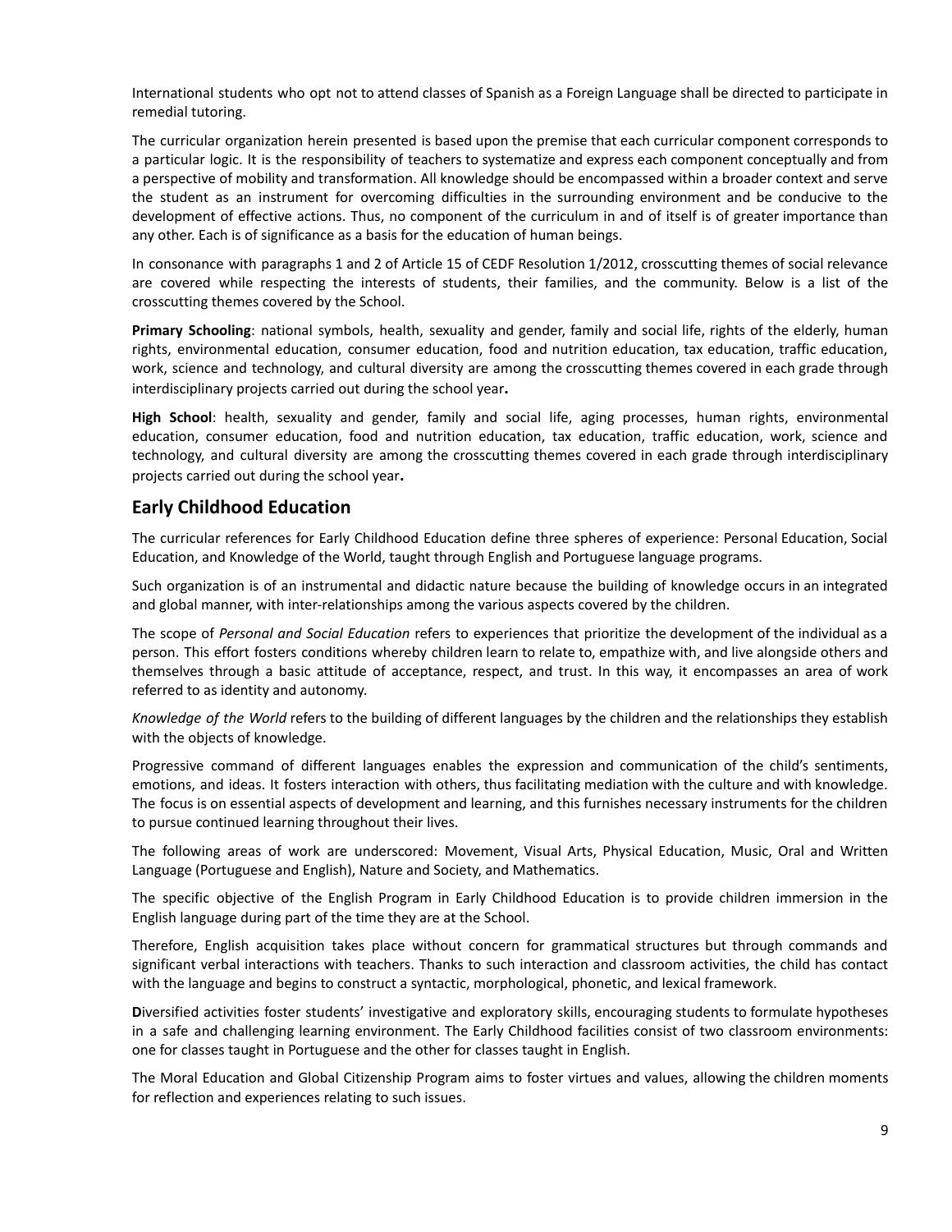International students who opt not to attend classes of Spanish as a Foreign Language shall be directed to participate in remedial tutoring.

The curricular organization herein presented is based upon the premise that each curricular component corresponds to a particular logic. It is the responsibility of teachers to systematize and express each component conceptually and from a perspective of mobility and transformation. All knowledge should be encompassed within a broader context and serve the student as an instrument for overcoming difficulties in the surrounding environment and be conducive to the development of effective actions. Thus, no component of the curriculum in and of itself is of greater importance than any other. Each is of significance as a basis for the education of human beings.

In consonance with paragraphs 1 and 2 of Article 15 of CEDF Resolution 1/2012, crosscutting themes of social relevance are covered while respecting the interests of students, their families, and the community. Below is a list of the crosscutting themes covered by the School.

**Primary Schooling**: national symbols, health, sexuality and gender, family and social life, rights of the elderly, human rights, environmental education, consumer education, food and nutrition education, tax education, traffic education, work, science and technology, and cultural diversity are among the crosscutting themes covered in each grade through interdisciplinary projects carried out during the school year**.**

**High School**: health, sexuality and gender, family and social life, aging processes, human rights, environmental education, consumer education, food and nutrition education, tax education, traffic education, work, science and technology, and cultural diversity are among the crosscutting themes covered in each grade through interdisciplinary projects carried out during the school year**.**

## Early Childhood Education

The curricular references for Early Childhood Education define three spheres of experience: Personal Education, Social Education, and Knowledge of the World, taught through English and Portuguese language programs.

Such organization is of an instrumental and didactic nature because the building of knowledge occurs in an integrated and global manner, with inter-relationships among the various aspects covered by the children.

The scope of *Personal and Social Education* refers to experiences that prioritize the development of the individual as a person. This effort fosters conditions whereby children learn to relate to, empathize with, and live alongside others and themselves through a basic attitude of acceptance, respect, and trust. In this way, it encompasses an area of work referred to as identity and autonomy.

*Knowledge of the World* refers to the building of different languages by the children and the relationships they establish with the objects of knowledge.

Progressive command of different languages enables the expression and communication of the child's sentiments, emotions, and ideas. It fosters interaction with others, thus facilitating mediation with the culture and with knowledge. The focus is on essential aspects of development and learning, and this furnishes necessary instruments for the children to pursue continued learning throughout their lives.

The following areas of work are underscored: Movement, Visual Arts, Physical Education, Music, Oral and Written Language (Portuguese and English), Nature and Society, and Mathematics.

The specific objective of the English Program in Early Childhood Education is to provide children immersion in the English language during part of the time they are at the School.

Therefore, English acquisition takes place without concern for grammatical structures but through commands and significant verbal interactions with teachers. Thanks to such interaction and classroom activities, the child has contact with the language and begins to construct a syntactic, morphological, phonetic, and lexical framework.

**D**iversified activities foster students' investigative and exploratory skills, encouraging students to formulate hypotheses in a safe and challenging learning environment. The Early Childhood facilities consist of two classroom environments: one for classes taught in Portuguese and the other for classes taught in English.

The Moral Education and Global Citizenship Program aims to foster virtues and values, allowing the children moments for reflection and experiences relating to such issues.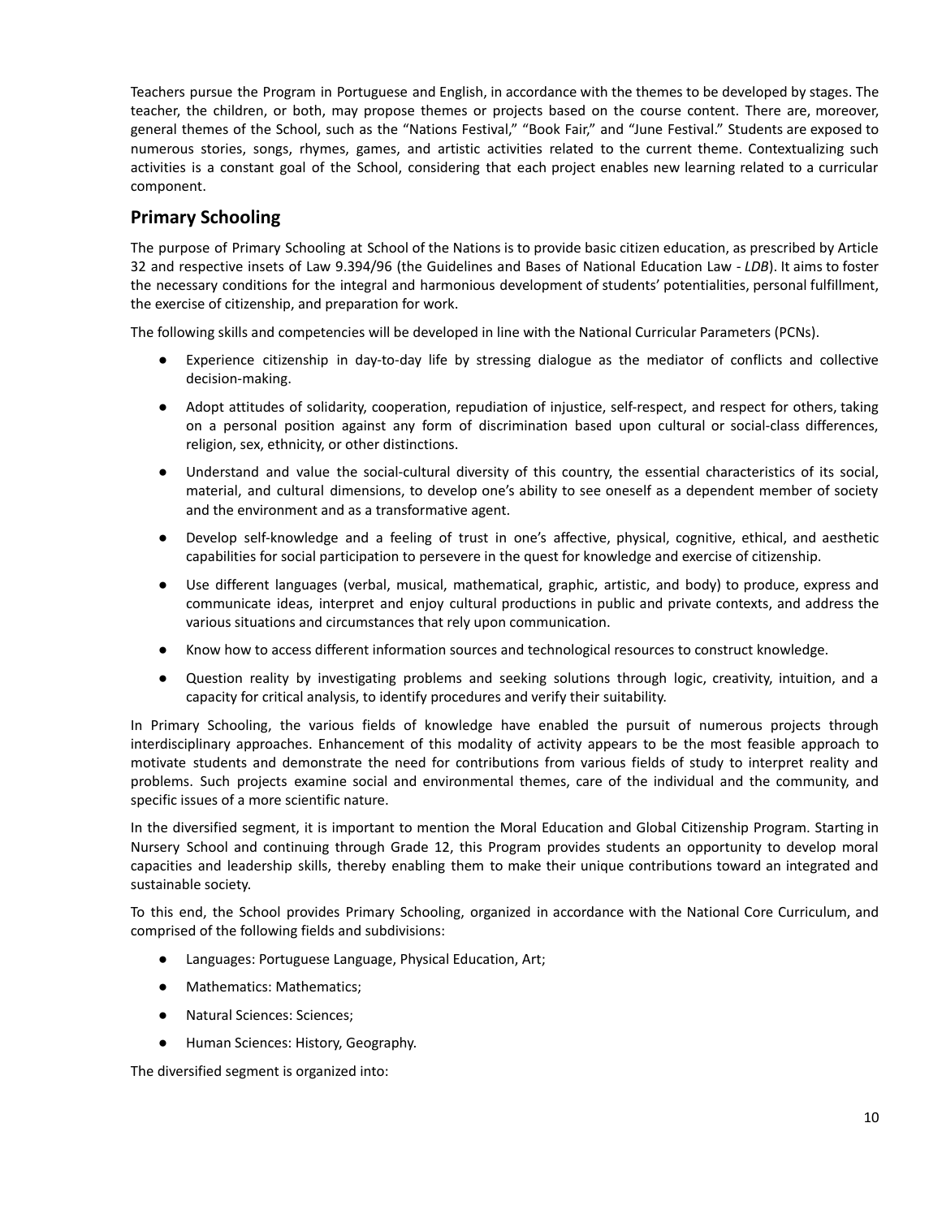Teachers pursue the Program in Portuguese and English, in accordance with the themes to be developed by stages. The teacher, the children, or both, may propose themes or projects based on the course content. There are, moreover, general themes of the School, such as the "Nations Festival," "Book Fair," and "June Festival." Students are exposed to numerous stories, songs, rhymes, games, and artistic activities related to the current theme. Contextualizing such activities is a constant goal of the School, considering that each project enables new learning related to a curricular component.

## Primary Schooling

The purpose of Primary Schooling at School of the Nations is to provide basic citizen education, as prescribed by Article 32 and respective insets of Law 9.394/96 (the Guidelines and Bases of National Education Law - *LDB*). It aims to foster the necessary conditions for the integral and harmonious development of students' potentialities, personal fulfillment, the exercise of citizenship, and preparation for work.

The following skills and competencies will be developed in line with the National Curricular Parameters (PCNs).

- Experience citizenship in day-to-day life by stressing dialogue as the mediator of conflicts and collective decision-making.
- Adopt attitudes of solidarity, cooperation, repudiation of injustice, self-respect, and respect for others, taking on a personal position against any form of discrimination based upon cultural or social-class differences, religion, sex, ethnicity, or other distinctions.
- Understand and value the social-cultural diversity of this country, the essential characteristics of its social, material, and cultural dimensions, to develop one's ability to see oneself as a dependent member of society and the environment and as a transformative agent.
- Develop self-knowledge and a feeling of trust in one's affective, physical, cognitive, ethical, and aesthetic capabilities for social participation to persevere in the quest for knowledge and exercise of citizenship.
- Use different languages (verbal, musical, mathematical, graphic, artistic, and body) to produce, express and communicate ideas, interpret and enjoy cultural productions in public and private contexts, and address the various situations and circumstances that rely upon communication.
- Know how to access different information sources and technological resources to construct knowledge.
- Question reality by investigating problems and seeking solutions through logic, creativity, intuition, and a capacity for critical analysis, to identify procedures and verify their suitability.

In Primary Schooling, the various fields of knowledge have enabled the pursuit of numerous projects through interdisciplinary approaches. Enhancement of this modality of activity appears to be the most feasible approach to motivate students and demonstrate the need for contributions from various fields of study to interpret reality and problems. Such projects examine social and environmental themes, care of the individual and the community, and specific issues of a more scientific nature.

In the diversified segment, it is important to mention the Moral Education and Global Citizenship Program. Starting in Nursery School and continuing through Grade 12, this Program provides students an opportunity to develop moral capacities and leadership skills, thereby enabling them to make their unique contributions toward an integrated and sustainable society.

To this end, the School provides Primary Schooling, organized in accordance with the National Core Curriculum, and comprised of the following fields and subdivisions:

- Languages: Portuguese Language, Physical Education, Art;
- Mathematics: Mathematics;
- Natural Sciences: Sciences;
- Human Sciences: History, Geography.

The diversified segment is organized into: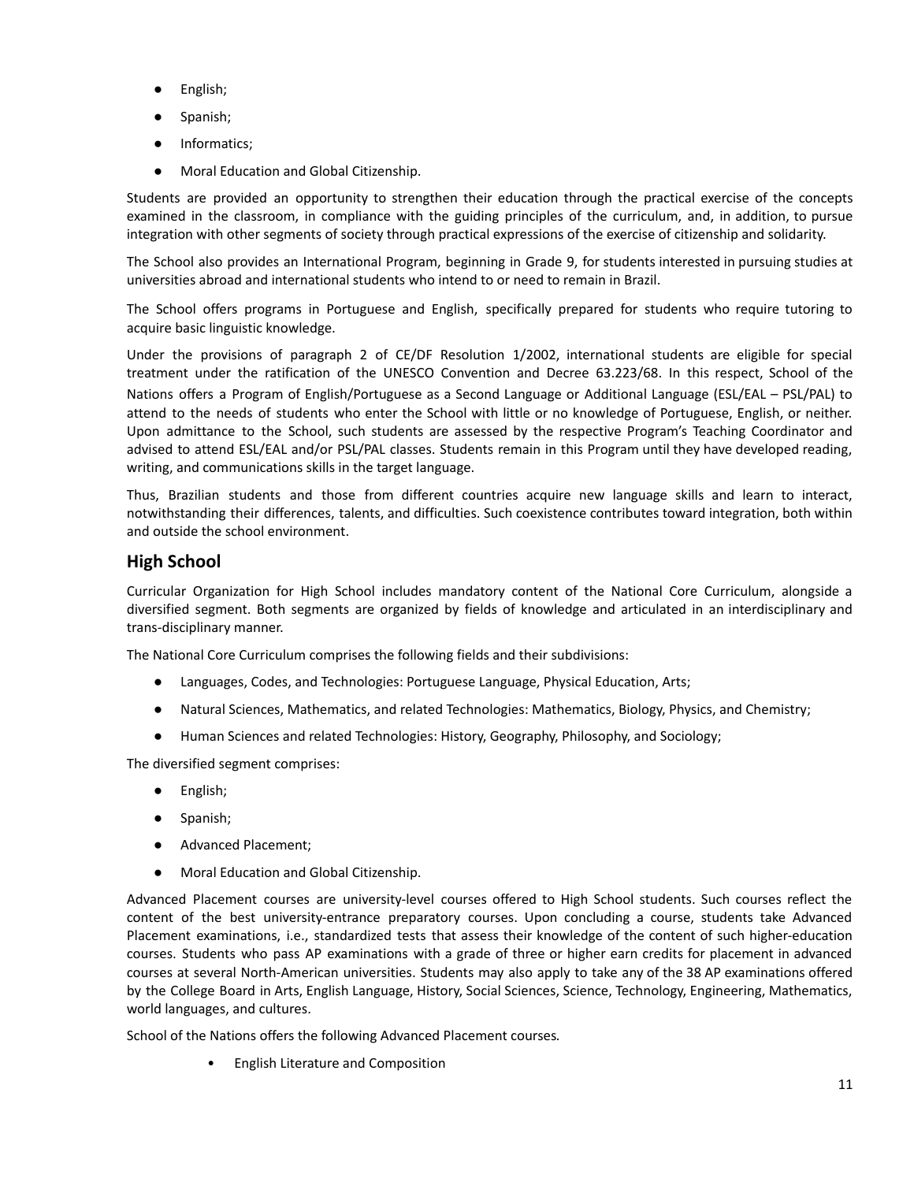- English;
- Spanish;
- Informatics;
- Moral Education and Global Citizenship.

Students are provided an opportunity to strengthen their education through the practical exercise of the concepts examined in the classroom, in compliance with the guiding principles of the curriculum, and, in addition, to pursue integration with other segments of society through practical expressions of the exercise of citizenship and solidarity.

The School also provides an International Program, beginning in Grade 9, for students interested in pursuing studies at universities abroad and international students who intend to or need to remain in Brazil.

The School offers programs in Portuguese and English, specifically prepared for students who require tutoring to acquire basic linguistic knowledge.

Under the provisions of paragraph 2 of CE/DF Resolution 1/2002, international students are eligible for special treatment under the ratification of the UNESCO Convention and Decree 63.223/68. In this respect, School of the Nations offers a Program of English/Portuguese as a Second Language or Additional Language (ESL/EAL – PSL/PAL) to attend to the needs of students who enter the School with little or no knowledge of Portuguese, English, or neither. Upon admittance to the School, such students are assessed by the respective Program's Teaching Coordinator and advised to attend ESL/EAL and/or PSL/PAL classes. Students remain in this Program until they have developed reading, writing, and communications skills in the target language.

Thus, Brazilian students and those from different countries acquire new language skills and learn to interact, notwithstanding their differences, talents, and difficulties. Such coexistence contributes toward integration, both within and outside the school environment.

## High School

Curricular Organization for High School includes mandatory content of the National Core Curriculum, alongside a diversified segment. Both segments are organized by fields of knowledge and articulated in an interdisciplinary and trans-disciplinary manner.

The National Core Curriculum comprises the following fields and their subdivisions:

- Languages, Codes, and Technologies: Portuguese Language, Physical Education, Arts;
- Natural Sciences, Mathematics, and related Technologies: Mathematics, Biology, Physics, and Chemistry;
- Human Sciences and related Technologies: History, Geography, Philosophy, and Sociology;

The diversified segment comprises:

- English;
- Spanish;
- Advanced Placement;
- Moral Education and Global Citizenship.

Advanced Placement courses are university-level courses offered to High School students. Such courses reflect the content of the best university-entrance preparatory courses. Upon concluding a course, students take Advanced Placement examinations, i.e., standardized tests that assess their knowledge of the content of such higher-education courses. Students who pass AP examinations with a grade of three or higher earn credits for placement in advanced courses at several North-American universities. Students may also apply to take any of the 38 AP examinations offered by the College Board in Arts, English Language, History, Social Sciences, Science, Technology, Engineering, Mathematics, world languages, and cultures.

School of the Nations offers the following Advanced Placement courses.

- English Literature and Composition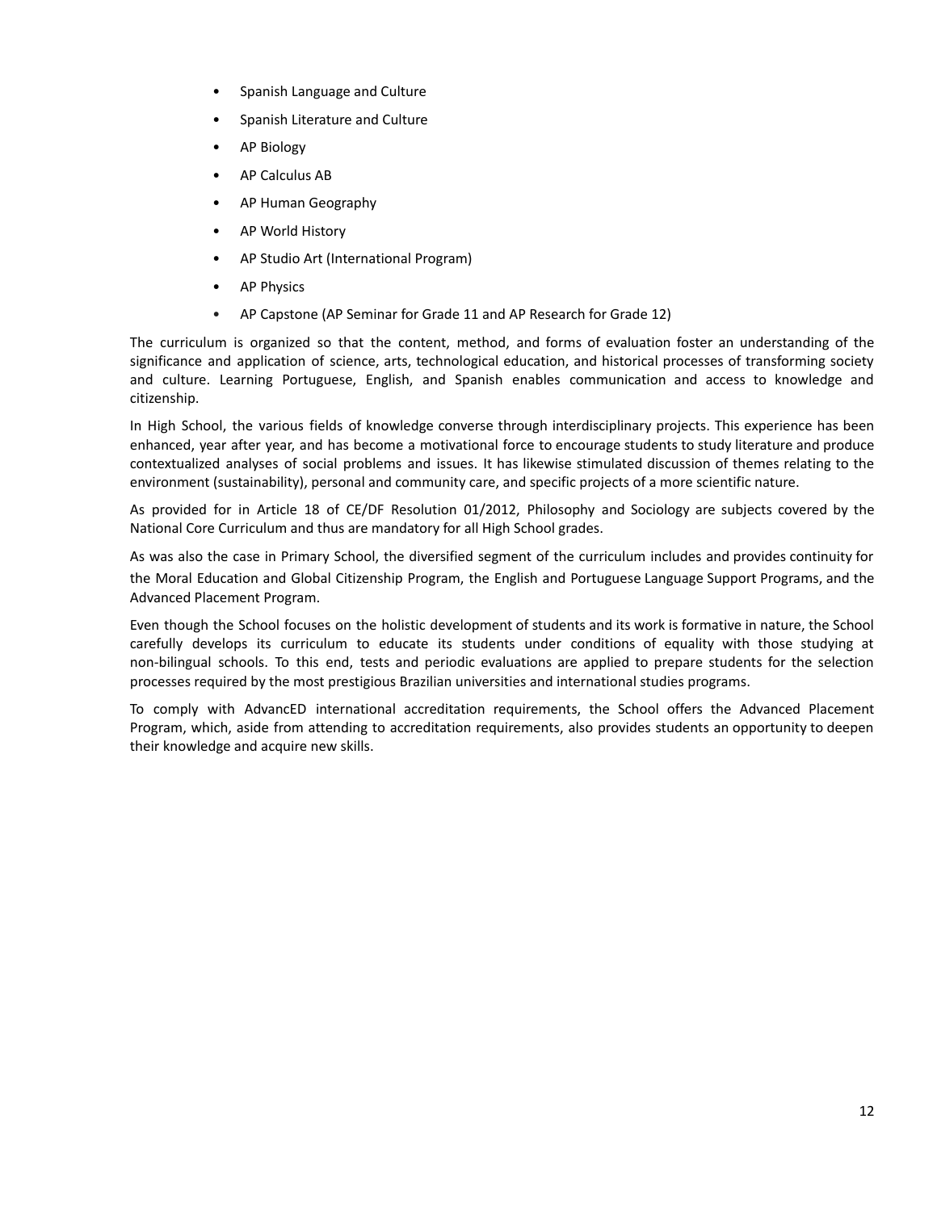- Spanish Language and Culture
- Spanish Literature and Culture
- AP Biology
- AP Calculus AB
- AP Human Geography
- AP World History
- AP Studio Art (International Program)
- AP Physics
- AP Capstone (AP Seminar for Grade 11 and AP Research for Grade 12)

The curriculum is organized so that the content, method, and forms of evaluation foster an understanding of the significance and application of science, arts, technological education, and historical processes of transforming society and culture. Learning Portuguese, English, and Spanish enables communication and access to knowledge and citizenship.

In High School, the various fields of knowledge converse through interdisciplinary projects. This experience has been enhanced, year after year, and has become a motivational force to encourage students to study literature and produce contextualized analyses of social problems and issues. It has likewise stimulated discussion of themes relating to the environment (sustainability), personal and community care, and specific projects of a more scientific nature.

As provided for in Article 18 of CE/DF Resolution 01/2012, Philosophy and Sociology are subjects covered by the National Core Curriculum and thus are mandatory for all High School grades.

As was also the case in Primary School, the diversified segment of the curriculum includes and provides continuity for the Moral Education and Global Citizenship Program, the English and Portuguese Language Support Programs, and the Advanced Placement Program.

Even though the School focuses on the holistic development of students and its work is formative in nature, the School carefully develops its curriculum to educate its students under conditions of equality with those studying at non-bilingual schools. To this end, tests and periodic evaluations are applied to prepare students for the selection processes required by the most prestigious Brazilian universities and international studies programs.

To comply with AdvancED international accreditation requirements, the School offers the Advanced Placement Program, which, aside from attending to accreditation requirements, also provides students an opportunity to deepen their knowledge and acquire new skills.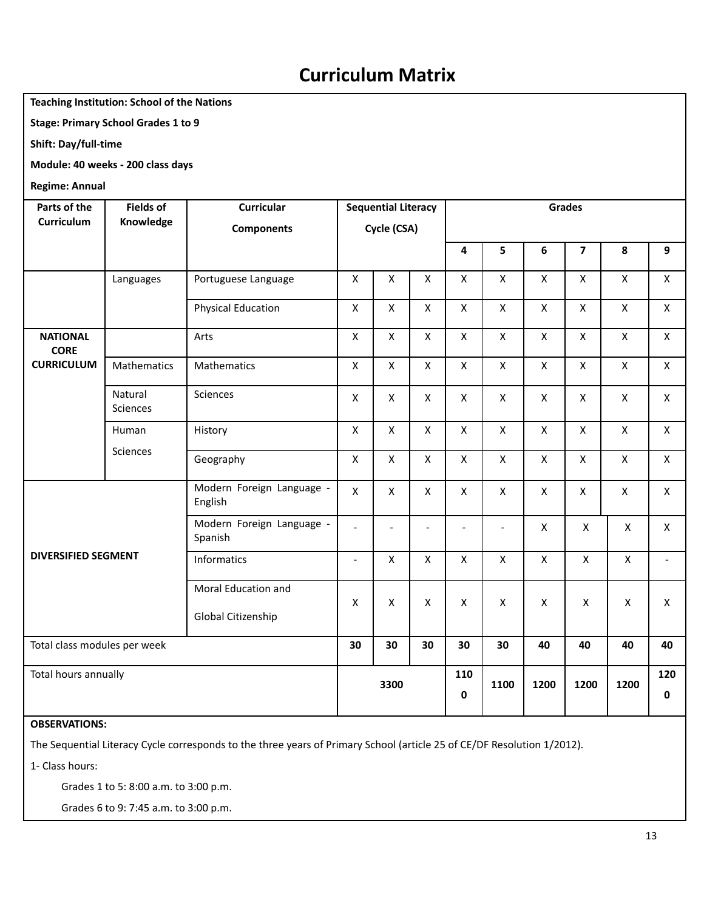# Curriculum Matrix

**Teaching Institution: School of the Nations**

**Stage: Primary School Grades 1 to 9**

**Shift: Day/full-time**

**Module: 40 weeks - 200 class days**

**Regime: Annual**

| Parts of the Curriculum | Fields of Knowledge | Curricular Components | Sequential Literacy Cycle (CSA) | | | Grades | | | | | |
|---|---|---|---|---|---|---|---|---|---|---|---|
| | | | | | | 4 | 5 | 6 | 7 | 8 | 9 |
| NATIONAL CORE CURRICULUM | Languages | Portuguese Language | X | X | X | X | X | X | X | X | X |
| | | Physical Education | X | X | X | X | X | X | X | X | X |
| | | Arts | X | X | X | X | X | X | X | X | X |
| | Mathematics | Mathematics | X | X | X | X | X | X | X | X | X |
| | Natural Sciences | Sciences | X | X | X | X | X | X | X | X | X |
| | Human Sciences | History | X | X | X | X | X | X | X | X | X |
| | | Geography | X | X | X | X | X | X | X | X | X |
| DIVERSIFIED SEGMENT | | Modern Foreign Language - English | X | X | X | X | X | X | X | X | X |
| | | Modern Foreign Language - Spanish | - | - | - | - | - | X | X | X | X |
| | | Informatics | - | X | X | X | X | X | X | X | - |
| | | Moral Education and Global Citizenship | X | X | X | X | X | X | X | X | X |
| Total class modules per week | | | 30 | 30 | 30 | 30 | 30 | 40 | 40 | 40 | 40 |
| Total hours annually | | | 3300 | | | 1100 | 1100 | 1200 | 1200 | 1200 | 1200 |

**OBSERVATIONS:**

The Sequential Literacy Cycle corresponds to the three years of Primary School (article 25 of CE/DF Resolution 1/2012).

1- Class hours:

Grades 1 to 5: 8:00 a.m. to 3:00 p.m.

Grades 6 to 9: 7:45 a.m. to 3:00 p.m.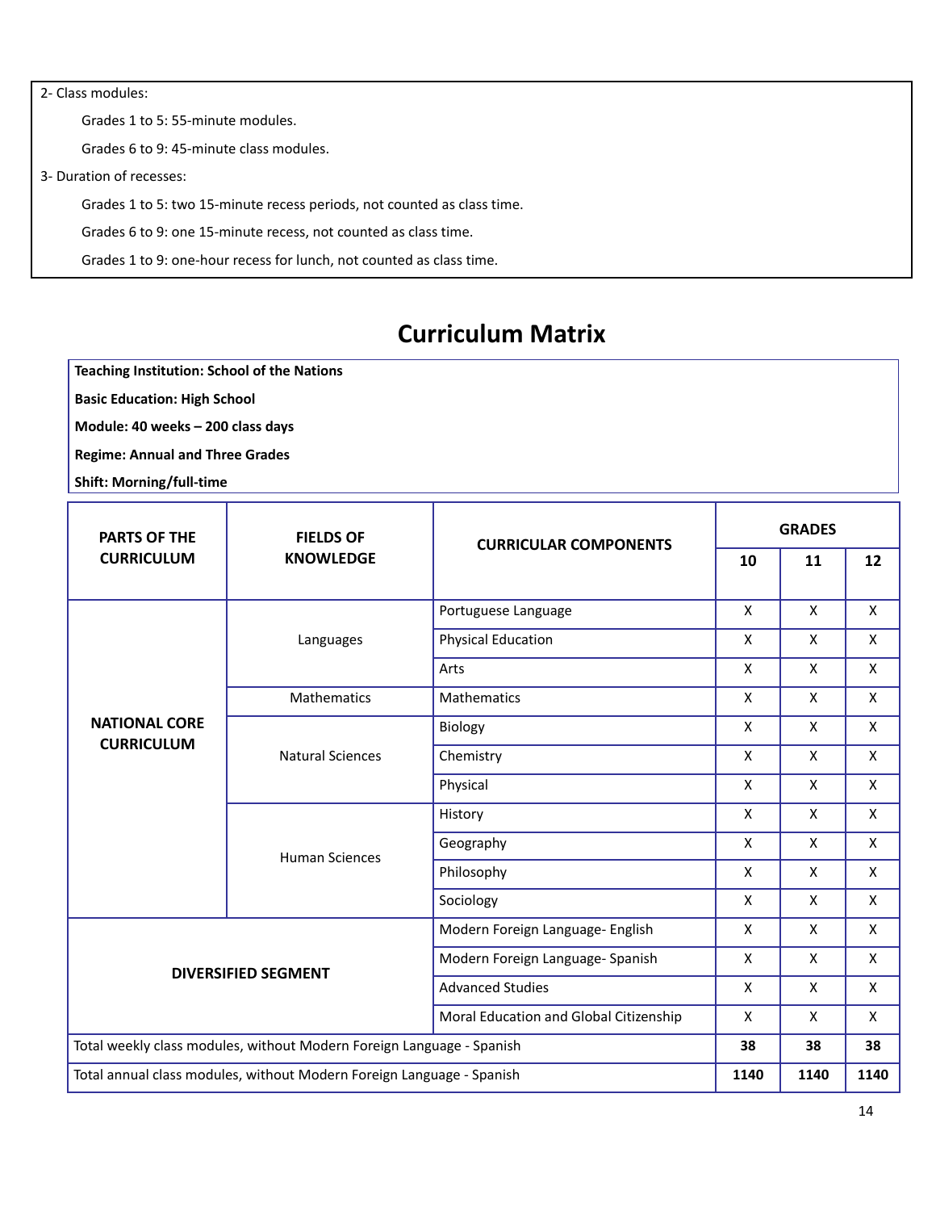2- Class modules:

Grades 1 to 5: 55-minute modules.

Grades 6 to 9: 45-minute class modules.

3- Duration of recesses:

Grades 1 to 5: two 15-minute recess periods, not counted as class time.

Grades 6 to 9: one 15-minute recess, not counted as class time.

Grades 1 to 9: one-hour recess for lunch, not counted as class time.

# Curriculum Matrix

**Teaching Institution: School of the Nations**

**Basic Education: High School**

**Module: 40 weeks – 200 class days**

**Regime: Annual and Three Grades**

**Shift: Morning/full-time**

| PARTS OF THE CURRICULUM | FIELDS OF KNOWLEDGE | CURRICULAR COMPONENTS | GRADES | | |
|---|---|---|---|---|---|
| | | | 10 | 11 | 12 |
| NATIONAL CORE CURRICULUM | Languages | Portuguese Language | X | X | X |
| | | Physical Education | X | X | X |
| | | Arts | X | X | X |
| | Mathematics | Mathematics | X | X | X |
| | Natural Sciences | Biology | X | X | X |
| | | Chemistry | X | X | X |
| | | Physical | X | X | X |
| | Human Sciences | History | X | X | X |
| | | Geography | X | X | X |
| | | Philosophy | X | X | X |
| | | Sociology | X | X | X |
| DIVERSIFIED SEGMENT | | Modern Foreign Language- English | X | X | X |
| | | Modern Foreign Language- Spanish | X | X | X |
| | | Advanced Studies | X | X | X |
| | | Moral Education and Global Citizenship | X | X | X |
| Total weekly class modules, without Modern Foreign Language - Spanish | | | **38** | **38** | **38** |
| Total annual class modules, without Modern Foreign Language - Spanish | | | **1140** | **1140** | **1140** |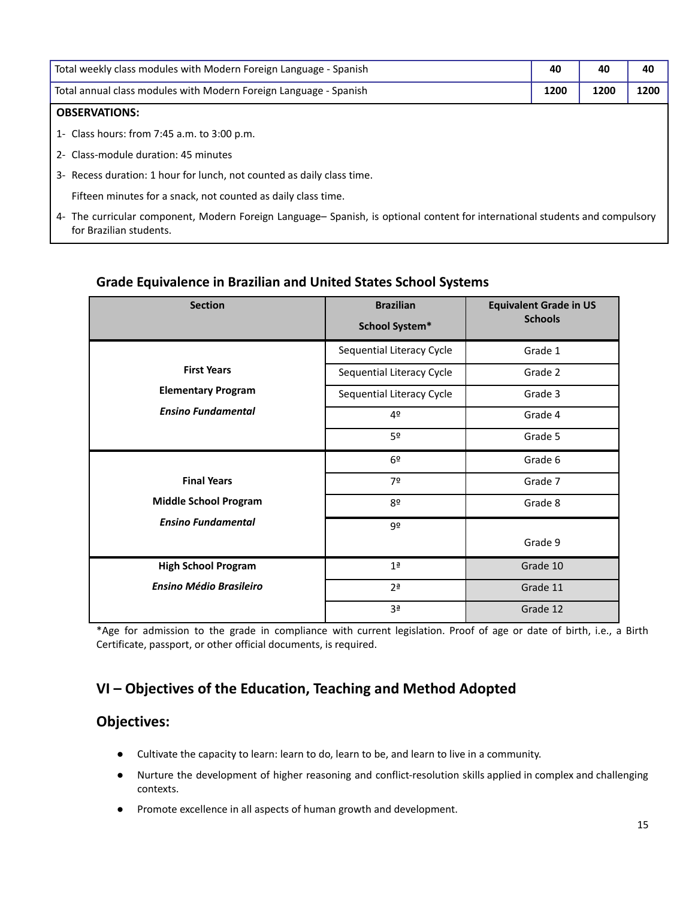| Total weekly class modules with Modern Foreign Language - Spanish | 40 | 40 | 40 |
|---|---|---|---|
| Total annual class modules with Modern Foreign Language - Spanish | 1200 | 1200 | 1200 |

**OBSERVATIONS:**

1- Class hours: from 7:45 a.m. to 3:00 p.m.

2- Class-module duration: 45 minutes

3- Recess duration: 1 hour for lunch, not counted as daily class time.

Fifteen minutes for a snack, not counted as daily class time.

4- The curricular component, Modern Foreign Language– Spanish, is optional content for international students and compulsory for Brazilian students.

### Grade Equivalence in Brazilian and United States School Systems

| Section | Brazilian School System* | Equivalent Grade in US Schools |
|---|---|---|
| **First Years Elementary Program *Ensino Fundamental*** | Sequential Literacy Cycle | Grade 1 |
| | Sequential Literacy Cycle | Grade 2 |
| | Sequential Literacy Cycle | Grade 3 |
| | 4º | Grade 4 |
| | 5º | Grade 5 |
| **Final Years Middle School Program *Ensino Fundamental*** | 6º | Grade 6 |
| | 7º | Grade 7 |
| | 8º | Grade 8 |
| | 9º | Grade 9 |
| **High School Program *Ensino Médio Brasileiro*** | 1ª | Grade 10 |
| | 2ª | Grade 11 |
| | 3ª | Grade 12 |

*Age for admission to the grade in compliance with current legislation. Proof of age or date of birth, i.e., a Birth Certificate, passport, or other official documents, is required.

## VI – Objectives of the Education, Teaching and Method Adopted

## Objectives:

- Cultivate the capacity to learn: learn to do, learn to be, and learn to live in a community.
- Nurture the development of higher reasoning and conflict-resolution skills applied in complex and challenging contexts.
- Promote excellence in all aspects of human growth and development.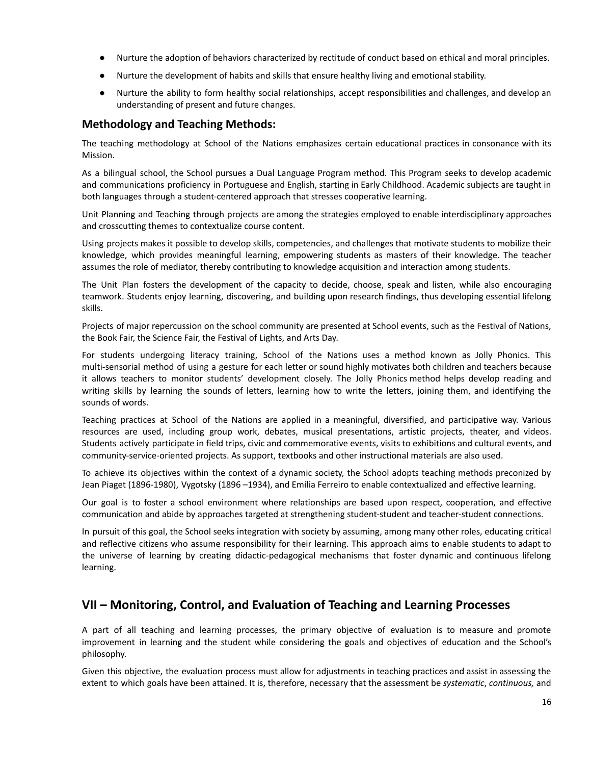- Nurture the adoption of behaviors characterized by rectitude of conduct based on ethical and moral principles.
- Nurture the development of habits and skills that ensure healthy living and emotional stability.
- Nurture the ability to form healthy social relationships, accept responsibilities and challenges, and develop an understanding of present and future changes.

### Methodology and Teaching Methods:

The teaching methodology at School of the Nations emphasizes certain educational practices in consonance with its Mission.

As a bilingual school, the School pursues a Dual Language Program method. This Program seeks to develop academic and communications proficiency in Portuguese and English, starting in Early Childhood. Academic subjects are taught in both languages through a student-centered approach that stresses cooperative learning.

Unit Planning and Teaching through projects are among the strategies employed to enable interdisciplinary approaches and crosscutting themes to contextualize course content.

Using projects makes it possible to develop skills, competencies, and challenges that motivate students to mobilize their knowledge, which provides meaningful learning, empowering students as masters of their knowledge. The teacher assumes the role of mediator, thereby contributing to knowledge acquisition and interaction among students.

The Unit Plan fosters the development of the capacity to decide, choose, speak and listen, while also encouraging teamwork. Students enjoy learning, discovering, and building upon research findings, thus developing essential lifelong skills.

Projects of major repercussion on the school community are presented at School events, such as the Festival of Nations, the Book Fair, the Science Fair, the Festival of Lights, and Arts Day.

For students undergoing literacy training, School of the Nations uses a method known as Jolly Phonics. This multi-sensorial method of using a gesture for each letter or sound highly motivates both children and teachers because it allows teachers to monitor students' development closely. The Jolly Phonics method helps develop reading and writing skills by learning the sounds of letters, learning how to write the letters, joining them, and identifying the sounds of words.

Teaching practices at School of the Nations are applied in a meaningful, diversified, and participative way. Various resources are used, including group work, debates, musical presentations, artistic projects, theater, and videos. Students actively participate in field trips, civic and commemorative events, visits to exhibitions and cultural events, and community-service-oriented projects. As support, textbooks and other instructional materials are also used.

To achieve its objectives within the context of a dynamic society, the School adopts teaching methods preconized by Jean Piaget (1896-1980), Vygotsky (1896 –1934), and Emília Ferreiro to enable contextualized and effective learning.

Our goal is to foster a school environment where relationships are based upon respect, cooperation, and effective communication and abide by approaches targeted at strengthening student-student and teacher-student connections.

In pursuit of this goal, the School seeks integration with society by assuming, among many other roles, educating critical and reflective citizens who assume responsibility for their learning. This approach aims to enable students to adapt to the universe of learning by creating didactic-pedagogical mechanisms that foster dynamic and continuous lifelong learning.

## VII – Monitoring, Control, and Evaluation of Teaching and Learning Processes

A part of all teaching and learning processes, the primary objective of evaluation is to measure and promote improvement in learning and the student while considering the goals and objectives of education and the School's philosophy.

Given this objective, the evaluation process must allow for adjustments in teaching practices and assist in assessing the extent to which goals have been attained. It is, therefore, necessary that the assessment be *systematic*, *continuous,* and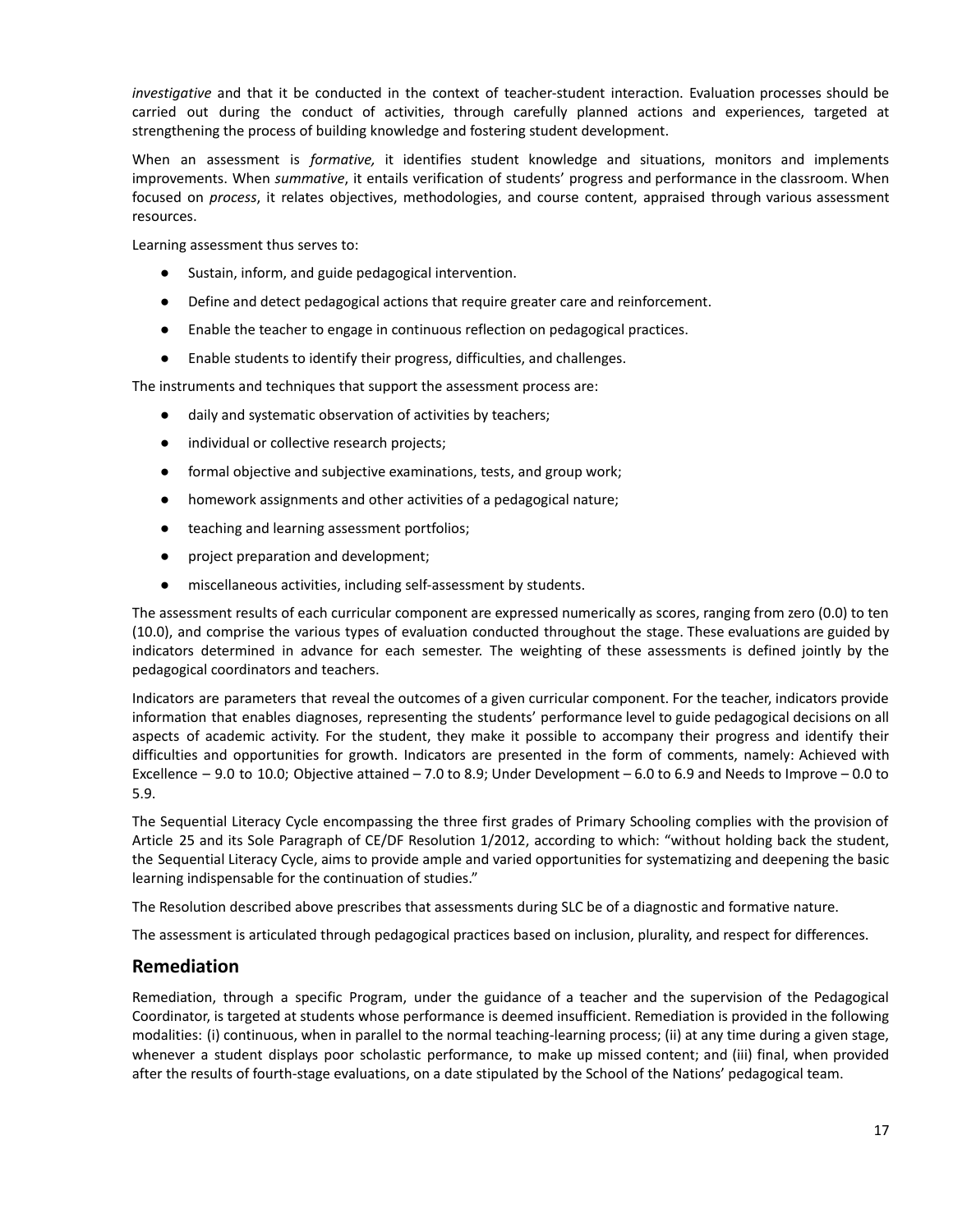*investigative* and that it be conducted in the context of teacher-student interaction. Evaluation processes should be carried out during the conduct of activities, through carefully planned actions and experiences, targeted at strengthening the process of building knowledge and fostering student development.

When an assessment is *formative,* it identifies student knowledge and situations, monitors and implements improvements. When *summative*, it entails verification of students' progress and performance in the classroom. When focused on *process*, it relates objectives, methodologies, and course content, appraised through various assessment resources.

Learning assessment thus serves to:

- Sustain, inform, and guide pedagogical intervention.
- Define and detect pedagogical actions that require greater care and reinforcement.
- Enable the teacher to engage in continuous reflection on pedagogical practices.
- Enable students to identify their progress, difficulties, and challenges.

The instruments and techniques that support the assessment process are:

- daily and systematic observation of activities by teachers;
- individual or collective research projects;
- formal objective and subjective examinations, tests, and group work;
- homework assignments and other activities of a pedagogical nature;
- teaching and learning assessment portfolios;
- project preparation and development;
- miscellaneous activities, including self-assessment by students.

The assessment results of each curricular component are expressed numerically as scores, ranging from zero (0.0) to ten (10.0), and comprise the various types of evaluation conducted throughout the stage. These evaluations are guided by indicators determined in advance for each semester. The weighting of these assessments is defined jointly by the pedagogical coordinators and teachers.

Indicators are parameters that reveal the outcomes of a given curricular component. For the teacher, indicators provide information that enables diagnoses, representing the students' performance level to guide pedagogical decisions on all aspects of academic activity. For the student, they make it possible to accompany their progress and identify their difficulties and opportunities for growth. Indicators are presented in the form of comments, namely: Achieved with Excellence – 9.0 to 10.0; Objective attained – 7.0 to 8.9; Under Development – 6.0 to 6.9 and Needs to Improve – 0.0 to 5.9.

The Sequential Literacy Cycle encompassing the three first grades of Primary Schooling complies with the provision of Article 25 and its Sole Paragraph of CE/DF Resolution 1/2012, according to which: "without holding back the student, the Sequential Literacy Cycle, aims to provide ample and varied opportunities for systematizing and deepening the basic learning indispensable for the continuation of studies."

The Resolution described above prescribes that assessments during SLC be of a diagnostic and formative nature.

The assessment is articulated through pedagogical practices based on inclusion, plurality, and respect for differences.

## Remediation

Remediation, through a specific Program, under the guidance of a teacher and the supervision of the Pedagogical Coordinator, is targeted at students whose performance is deemed insufficient. Remediation is provided in the following modalities: (i) continuous, when in parallel to the normal teaching-learning process; (ii) at any time during a given stage, whenever a student displays poor scholastic performance, to make up missed content; and (iii) final, when provided after the results of fourth-stage evaluations, on a date stipulated by the School of the Nations' pedagogical team.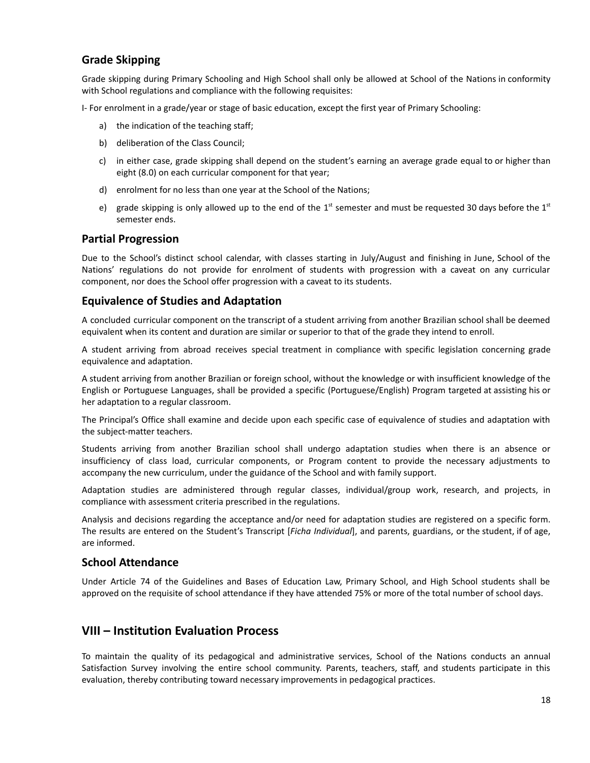## Grade Skipping

Grade skipping during Primary Schooling and High School shall only be allowed at School of the Nations in conformity with School regulations and compliance with the following requisites:

I- For enrolment in a grade/year or stage of basic education, except the first year of Primary Schooling:

a) the indication of the teaching staff;

b) deliberation of the Class Council;

c) in either case, grade skipping shall depend on the student's earning an average grade equal to or higher than eight (8.0) on each curricular component for that year;

d) enrolment for no less than one year at the School of the Nations;

e) grade skipping is only allowed up to the end of the 1st semester and must be requested 30 days before the 1st semester ends.

## Partial Progression

Due to the School's distinct school calendar, with classes starting in July/August and finishing in June, School of the Nations' regulations do not provide for enrolment of students with progression with a caveat on any curricular component, nor does the School offer progression with a caveat to its students.

## Equivalence of Studies and Adaptation

A concluded curricular component on the transcript of a student arriving from another Brazilian school shall be deemed equivalent when its content and duration are similar or superior to that of the grade they intend to enroll.

A student arriving from abroad receives special treatment in compliance with specific legislation concerning grade equivalence and adaptation.

A student arriving from another Brazilian or foreign school, without the knowledge or with insufficient knowledge of the English or Portuguese Languages, shall be provided a specific (Portuguese/English) Program targeted at assisting his or her adaptation to a regular classroom.

The Principal's Office shall examine and decide upon each specific case of equivalence of studies and adaptation with the subject-matter teachers.

Students arriving from another Brazilian school shall undergo adaptation studies when there is an absence or insufficiency of class load, curricular components, or Program content to provide the necessary adjustments to accompany the new curriculum, under the guidance of the School and with family support.

Adaptation studies are administered through regular classes, individual/group work, research, and projects, in compliance with assessment criteria prescribed in the regulations.

Analysis and decisions regarding the acceptance and/or need for adaptation studies are registered on a specific form. The results are entered on the Student's Transcript [*Ficha Individual*], and parents, guardians, or the student, if of age, are informed.

## School Attendance

Under Article 74 of the Guidelines and Bases of Education Law, Primary School, and High School students shall be approved on the requisite of school attendance if they have attended 75% or more of the total number of school days.

# VIII – Institution Evaluation Process

To maintain the quality of its pedagogical and administrative services, School of the Nations conducts an annual Satisfaction Survey involving the entire school community. Parents, teachers, staff, and students participate in this evaluation, thereby contributing toward necessary improvements in pedagogical practices.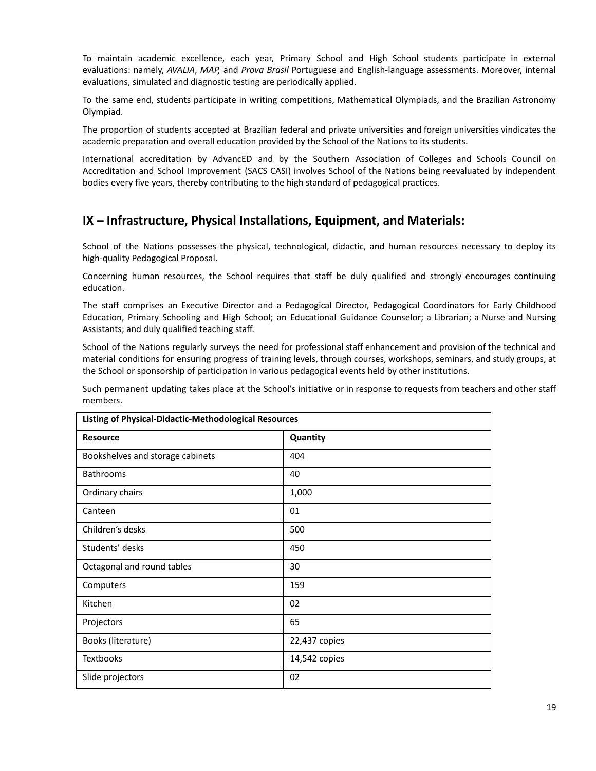To maintain academic excellence, each year, Primary School and High School students participate in external evaluations: namely, *AVALIA*, *MAP,* and *Prova Brasil* Portuguese and English-language assessments. Moreover, internal evaluations, simulated and diagnostic testing are periodically applied.

To the same end, students participate in writing competitions, Mathematical Olympiads, and the Brazilian Astronomy Olympiad.

The proportion of students accepted at Brazilian federal and private universities and foreign universities vindicates the academic preparation and overall education provided by the School of the Nations to its students.

International accreditation by AdvancED and by the Southern Association of Colleges and Schools Council on Accreditation and School Improvement (SACS CASI) involves School of the Nations being reevaluated by independent bodies every five years, thereby contributing to the high standard of pedagogical practices.

## IX – Infrastructure, Physical Installations, Equipment, and Materials:

School of the Nations possesses the physical, technological, didactic, and human resources necessary to deploy its high-quality Pedagogical Proposal.

Concerning human resources, the School requires that staff be duly qualified and strongly encourages continuing education.

The staff comprises an Executive Director and a Pedagogical Director, Pedagogical Coordinators for Early Childhood Education, Primary Schooling and High School; an Educational Guidance Counselor; a Librarian; a Nurse and Nursing Assistants; and duly qualified teaching staff.

School of the Nations regularly surveys the need for professional staff enhancement and provision of the technical and material conditions for ensuring progress of training levels, through courses, workshops, seminars, and study groups, at the School or sponsorship of participation in various pedagogical events held by other institutions.

Such permanent updating takes place at the School's initiative or in response to requests from teachers and other staff members.

| **Listing of Physical-Didactic-Methodological Resources** | |
|---|---|
| **Resource** | **Quantity** |
| Bookshelves and storage cabinets | 404 |
| Bathrooms | 40 |
| Ordinary chairs | 1,000 |
| Canteen | 01 |
| Children's desks | 500 |
| Students' desks | 450 |
| Octagonal and round tables | 30 |
| Computers | 159 |
| Kitchen | 02 |
| Projectors | 65 |
| Books (literature) | 22,437 copies |
| Textbooks | 14,542 copies |
| Slide projectors | 02 |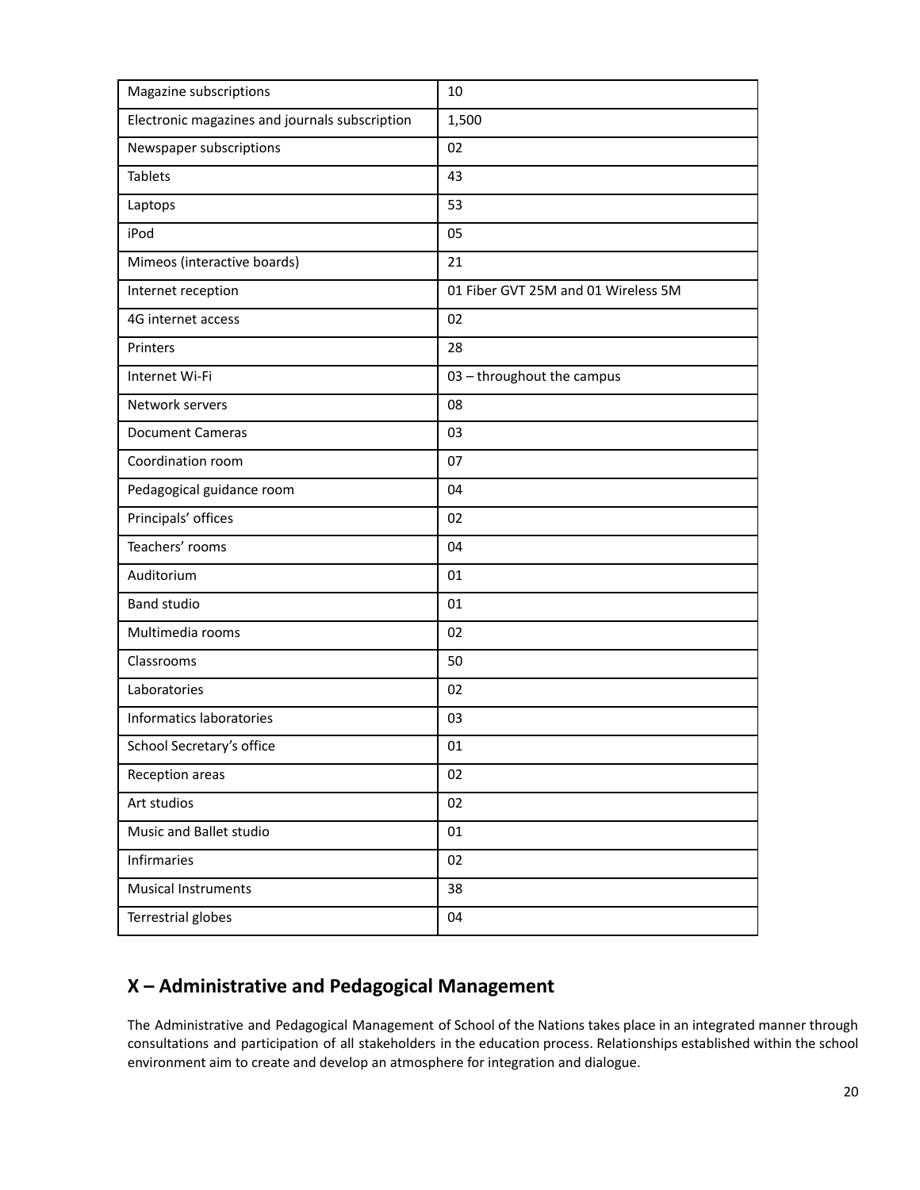| Magazine subscriptions | 10 |
|---|---|
| Electronic magazines and journals subscription | 1,500 |
| Newspaper subscriptions | 02 |
| Tablets | 43 |
| Laptops | 53 |
| iPod | 05 |
| Mimeos (interactive boards) | 21 |
| Internet reception | 01 Fiber GVT 25M and 01 Wireless 5M |
| 4G internet access | 02 |
| Printers | 28 |
| Internet Wi-Fi | 03 – throughout the campus |
| Network servers | 08 |
| Document Cameras | 03 |
| Coordination room | 07 |
| Pedagogical guidance room | 04 |
| Principals' offices | 02 |
| Teachers' rooms | 04 |
| Auditorium | 01 |
| Band studio | 01 |
| Multimedia rooms | 02 |
| Classrooms | 50 |
| Laboratories | 02 |
| Informatics laboratories | 03 |
| School Secretary's office | 01 |
| Reception areas | 02 |
| Art studios | 02 |
| Music and Ballet studio | 01 |
| Infirmaries | 02 |
| Musical Instruments | 38 |
| Terrestrial globes | 04 |

## X – Administrative and Pedagogical Management

The Administrative and Pedagogical Management of School of the Nations takes place in an integrated manner through consultations and participation of all stakeholders in the education process. Relationships established within the school environment aim to create and develop an atmosphere for integration and dialogue.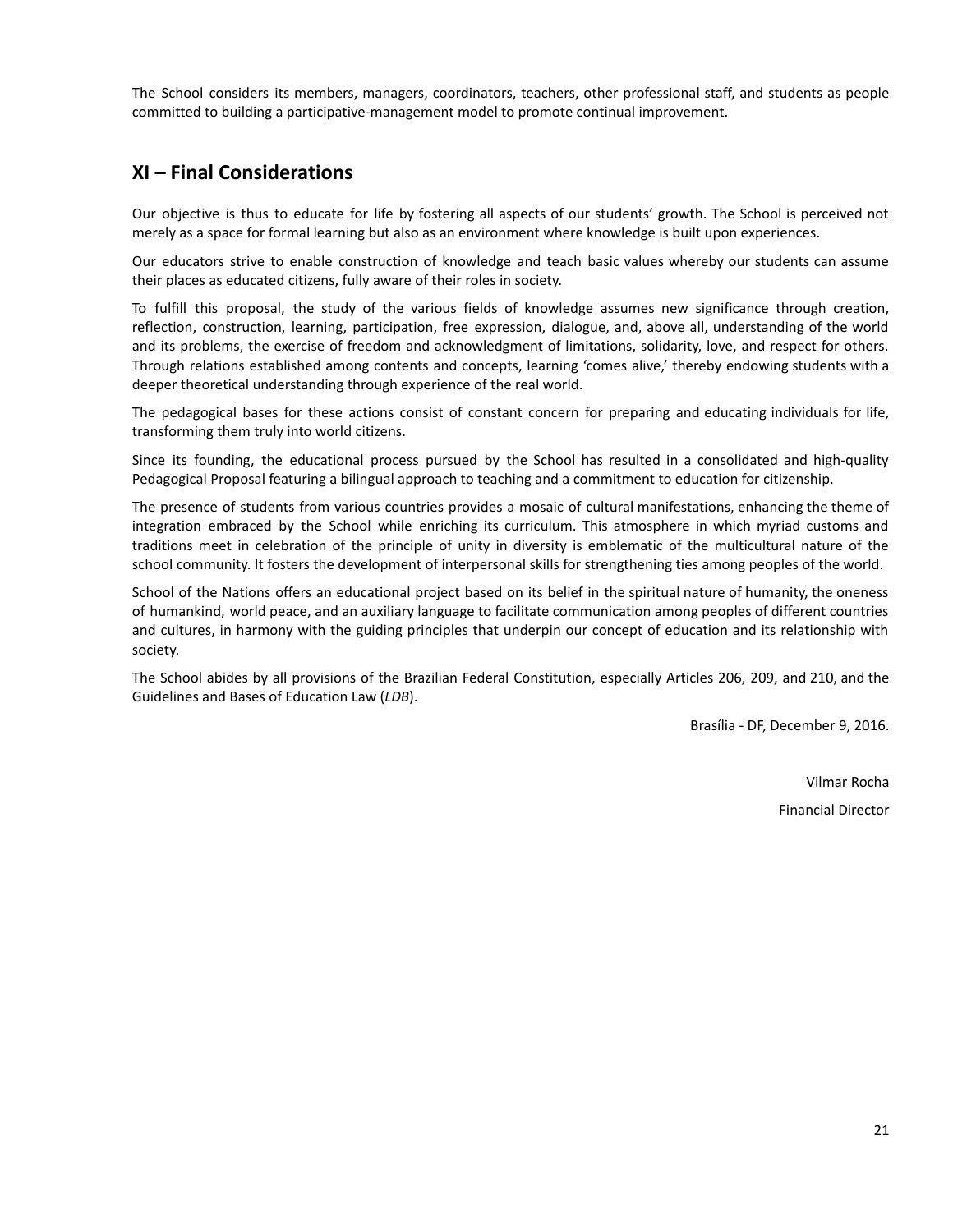The School considers its members, managers, coordinators, teachers, other professional staff, and students as people committed to building a participative-management model to promote continual improvement.

## XI – Final Considerations

Our objective is thus to educate for life by fostering all aspects of our students' growth. The School is perceived not merely as a space for formal learning but also as an environment where knowledge is built upon experiences.

Our educators strive to enable construction of knowledge and teach basic values whereby our students can assume their places as educated citizens, fully aware of their roles in society.

To fulfill this proposal, the study of the various fields of knowledge assumes new significance through creation, reflection, construction, learning, participation, free expression, dialogue, and, above all, understanding of the world and its problems, the exercise of freedom and acknowledgment of limitations, solidarity, love, and respect for others. Through relations established among contents and concepts, learning 'comes alive,' thereby endowing students with a deeper theoretical understanding through experience of the real world.

The pedagogical bases for these actions consist of constant concern for preparing and educating individuals for life, transforming them truly into world citizens.

Since its founding, the educational process pursued by the School has resulted in a consolidated and high-quality Pedagogical Proposal featuring a bilingual approach to teaching and a commitment to education for citizenship.

The presence of students from various countries provides a mosaic of cultural manifestations, enhancing the theme of integration embraced by the School while enriching its curriculum. This atmosphere in which myriad customs and traditions meet in celebration of the principle of unity in diversity is emblematic of the multicultural nature of the school community. It fosters the development of interpersonal skills for strengthening ties among peoples of the world.

School of the Nations offers an educational project based on its belief in the spiritual nature of humanity, the oneness of humankind, world peace, and an auxiliary language to facilitate communication among peoples of different countries and cultures, in harmony with the guiding principles that underpin our concept of education and its relationship with society.

The School abides by all provisions of the Brazilian Federal Constitution, especially Articles 206, 209, and 210, and the Guidelines and Bases of Education Law (*LDB*).

Brasília - DF, December 9, 2016.

Vilmar Rocha

Financial Director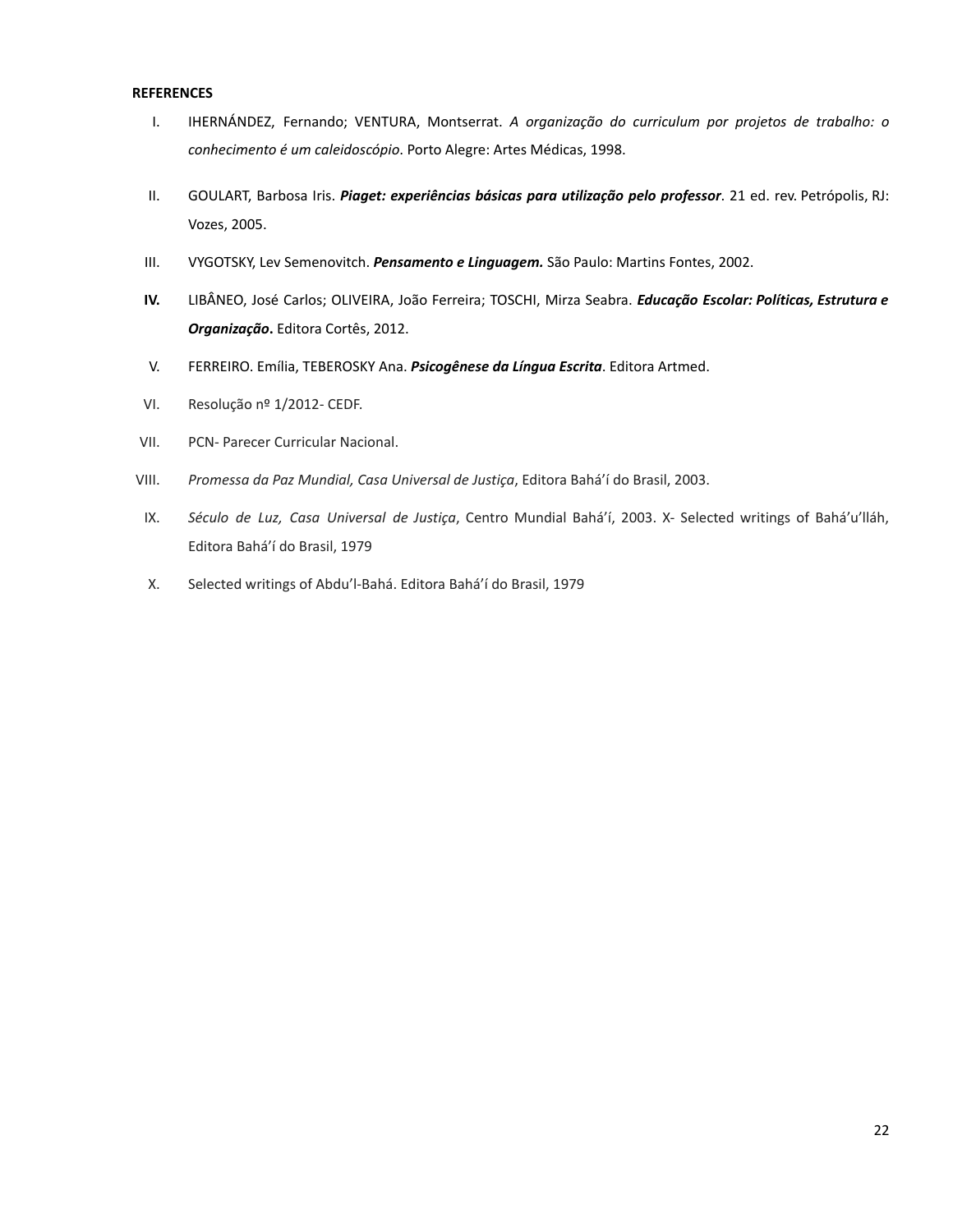**REFERENCES**

I. IHERNÁNDEZ, Fernando; VENTURA, Montserrat. *A organização do curriculum por projetos de trabalho: o conhecimento é um caleidoscópio*. Porto Alegre: Artes Médicas, 1998.

II. GOULART, Barbosa Iris. ***Piaget: experiências básicas para utilização pelo professor***. 21 ed. rev. Petrópolis, RJ: Vozes, 2005.

III. VYGOTSKY, Lev Semenovitch. ***Pensamento e Linguagem.*** São Paulo: Martins Fontes, 2002.

**IV.** LIBÂNEO, José Carlos; OLIVEIRA, João Ferreira; TOSCHI, Mirza Seabra. ***Educação Escolar: Políticas, Estrutura e Organização*****.** Editora Cortês, 2012.

V. FERREIRO. Emília, TEBEROSKY Ana. ***Psicogênese da Língua Escrita***. Editora Artmed.

VI. Resolução nº 1/2012- CEDF.

VII. PCN- Parecer Curricular Nacional.

VIII. *Promessa da Paz Mundial, Casa Universal de Justiça*, Editora Bahá'í do Brasil, 2003.

IX. *Século de Luz, Casa Universal de Justiça*, Centro Mundial Bahá'í, 2003. X- Selected writings of Bahá'u'lláh, Editora Bahá'í do Brasil, 1979

X. Selected writings of Abdu'l-Bahá. Editora Bahá'í do Brasil, 1979